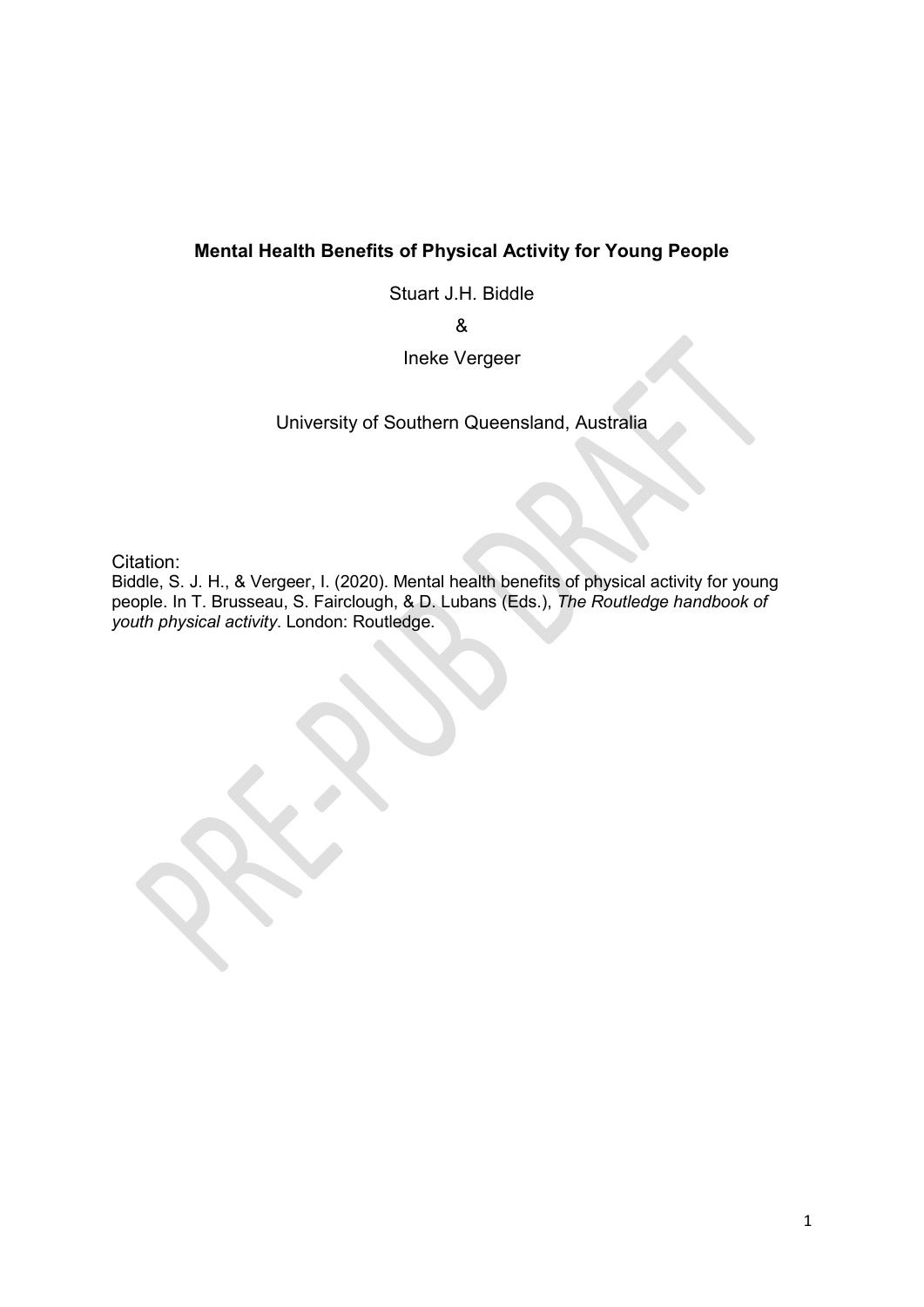# Mental Health Benefits of Physical Activity for Young People

Stuart J.H. Biddle

&

Ineke Vergeer

University of Southern Queensland, Australia

Citation:

Biddle, S. J. H., & Vergeer, I. (2020). Mental health benefits of physical activity for young people. In T. Brusseau, S. Fairclough, & D. Lubans (Eds.), *The Routledge handbook of youth physical activity*. London: Routledge.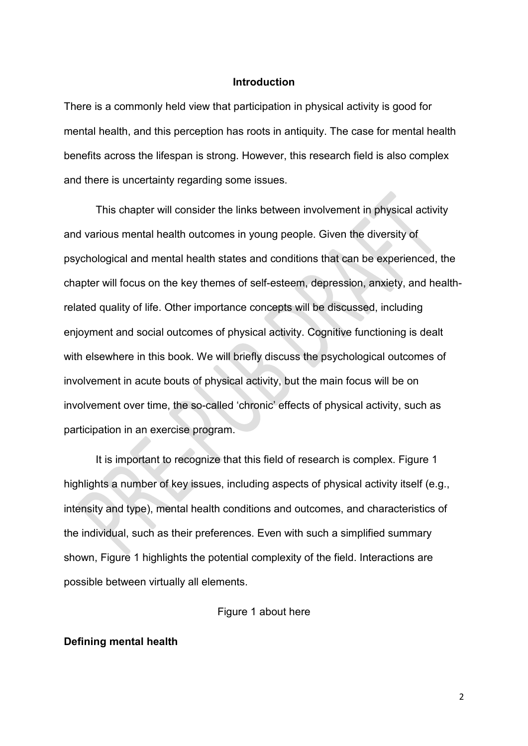## Introduction

There is a commonly held view that participation in physical activity is good for mental health, and this perception has roots in antiquity. The case for mental health benefits across the lifespan is strong. However, this research field is also complex and there is uncertainty regarding some issues.

This chapter will consider the links between involvement in physical activity and various mental health outcomes in young people. Given the diversity of psychological and mental health states and conditions that can be experienced, the chapter will focus on the key themes of self-esteem, depression, anxiety, and health-related quality of life. Other importance concepts will be discussed, including enjoyment and social outcomes of physical activity. Cognitive functioning is dealt with elsewhere in this book. We will briefly discuss the psychological outcomes of involvement in acute bouts of physical activity, but the main focus will be on involvement over time, the so-called 'chronic' effects of physical activity, such as participation in an exercise program.

It is important to recognize that this field of research is complex. Figure 1 highlights a number of key issues, including aspects of physical activity itself (e.g., intensity and type), mental health conditions and outcomes, and characteristics of the individual, such as their preferences. Even with such a simplified summary shown, Figure 1 highlights the potential complexity of the field. Interactions are possible between virtually all elements.

Figure 1 about here

**Defining mental health**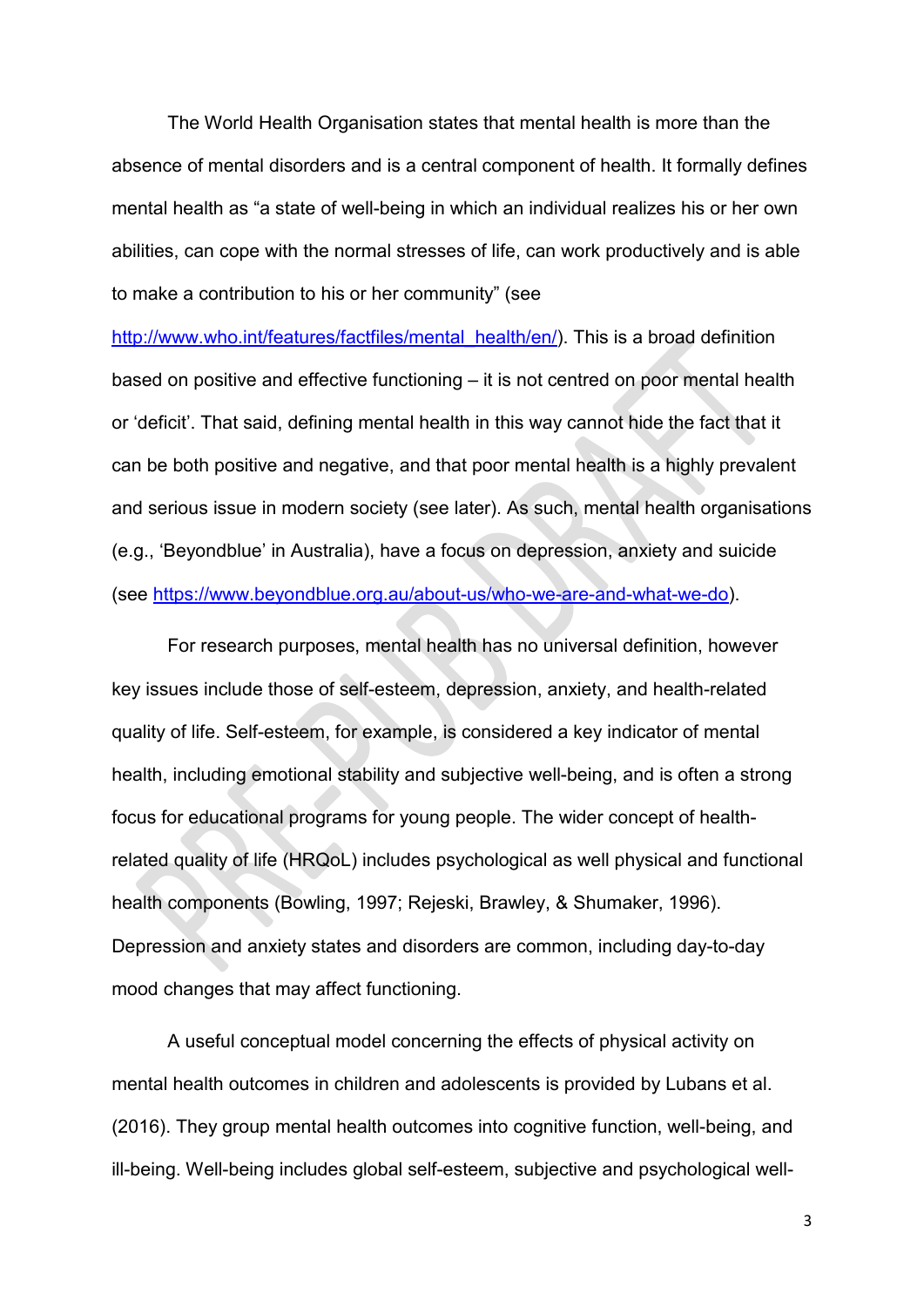The World Health Organisation states that mental health is more than the absence of mental disorders and is a central component of health. It formally defines mental health as "a state of well-being in which an individual realizes his or her own abilities, can cope with the normal stresses of life, can work productively and is able to make a contribution to his or her community" (see [http://www.who.int/features/factfiles/mental_health/en/](http://www.who.int/features/factfiles/mental_health/en/)). This is a broad definition based on positive and effective functioning – it is not centred on poor mental health or 'deficit'. That said, defining mental health in this way cannot hide the fact that it can be both positive and negative, and that poor mental health is a highly prevalent and serious issue in modern society (see later). As such, mental health organisations (e.g., 'Beyondblue' in Australia), have a focus on depression, anxiety and suicide (see [https://www.beyondblue.org.au/about-us/who-we-are-and-what-we-do](https://www.beyondblue.org.au/about-us/who-we-are-and-what-we-do)).

For research purposes, mental health has no universal definition, however key issues include those of self-esteem, depression, anxiety, and health-related quality of life. Self-esteem, for example, is considered a key indicator of mental health, including emotional stability and subjective well-being, and is often a strong focus for educational programs for young people. The wider concept of health-related quality of life (HRQoL) includes psychological as well physical and functional health components (Bowling, 1997; Rejeski, Brawley, & Shumaker, 1996). Depression and anxiety states and disorders are common, including day-to-day mood changes that may affect functioning.

A useful conceptual model concerning the effects of physical activity on mental health outcomes in children and adolescents is provided by Lubans et al. (2016). They group mental health outcomes into cognitive function, well-being, and ill-being. Well-being includes global self-esteem, subjective and psychological well-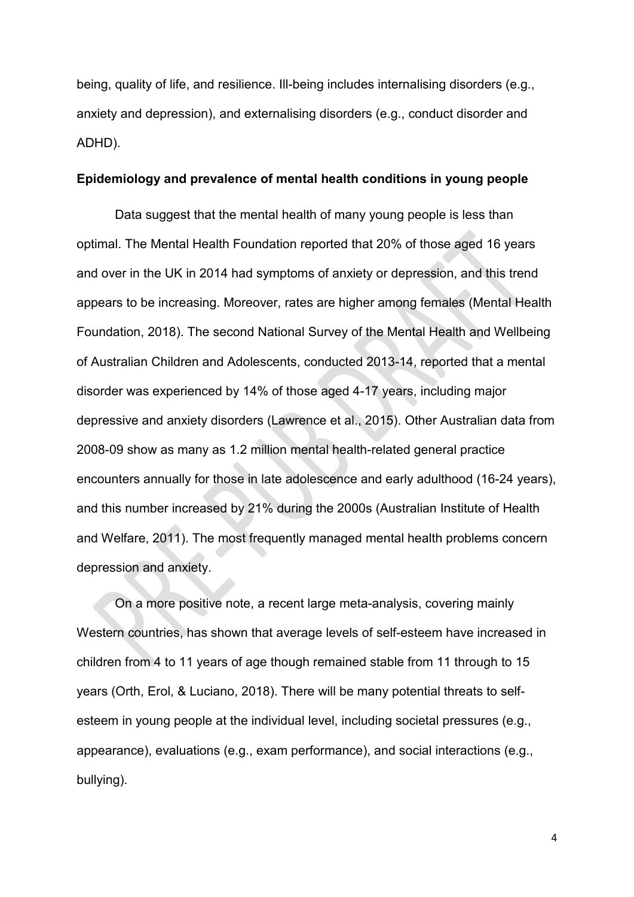being, quality of life, and resilience. Ill-being includes internalising disorders (e.g., anxiety and depression), and externalising disorders (e.g., conduct disorder and ADHD).

**Epidemiology and prevalence of mental health conditions in young people**

Data suggest that the mental health of many young people is less than optimal. The Mental Health Foundation reported that 20% of those aged 16 years and over in the UK in 2014 had symptoms of anxiety or depression, and this trend appears to be increasing. Moreover, rates are higher among females (Mental Health Foundation, 2018). The second National Survey of the Mental Health and Wellbeing of Australian Children and Adolescents, conducted 2013-14, reported that a mental disorder was experienced by 14% of those aged 4-17 years, including major depressive and anxiety disorders (Lawrence et al., 2015). Other Australian data from 2008-09 show as many as 1.2 million mental health-related general practice encounters annually for those in late adolescence and early adulthood (16-24 years), and this number increased by 21% during the 2000s (Australian Institute of Health and Welfare, 2011). The most frequently managed mental health problems concern depression and anxiety.

On a more positive note, a recent large meta-analysis, covering mainly Western countries, has shown that average levels of self-esteem have increased in children from 4 to 11 years of age though remained stable from 11 through to 15 years (Orth, Erol, & Luciano, 2018). There will be many potential threats to self-esteem in young people at the individual level, including societal pressures (e.g., appearance), evaluations (e.g., exam performance), and social interactions (e.g., bullying).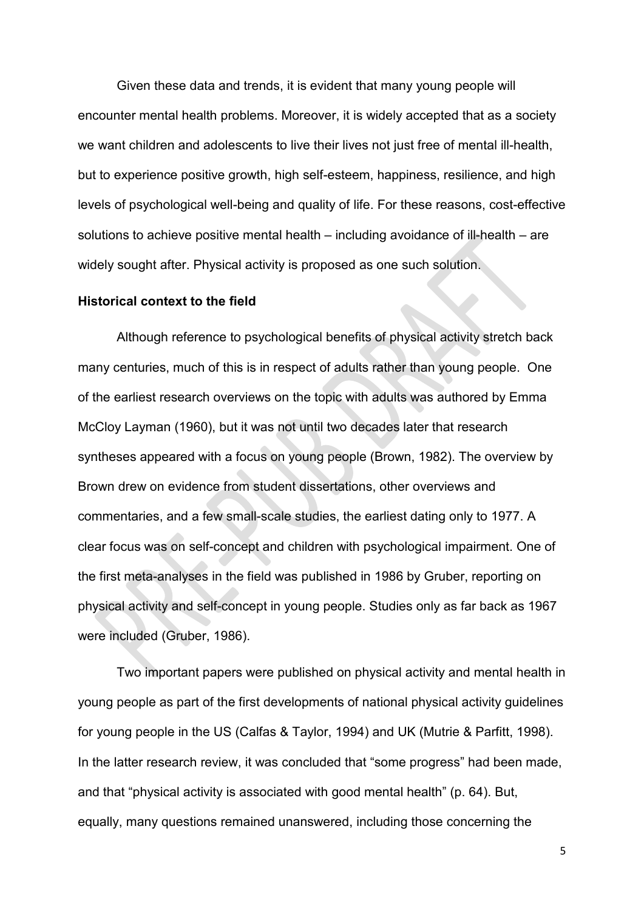Given these data and trends, it is evident that many young people will encounter mental health problems. Moreover, it is widely accepted that as a society we want children and adolescents to live their lives not just free of mental ill-health, but to experience positive growth, high self-esteem, happiness, resilience, and high levels of psychological well-being and quality of life. For these reasons, cost-effective solutions to achieve positive mental health – including avoidance of ill-health – are widely sought after. Physical activity is proposed as one such solution.

### Historical context to the field

Although reference to psychological benefits of physical activity stretch back many centuries, much of this is in respect of adults rather than young people. One of the earliest research overviews on the topic with adults was authored by Emma McCloy Layman (1960), but it was not until two decades later that research syntheses appeared with a focus on young people (Brown, 1982). The overview by Brown drew on evidence from student dissertations, other overviews and commentaries, and a few small-scale studies, the earliest dating only to 1977. A clear focus was on self-concept and children with psychological impairment. One of the first meta-analyses in the field was published in 1986 by Gruber, reporting on physical activity and self-concept in young people. Studies only as far back as 1967 were included (Gruber, 1986).

Two important papers were published on physical activity and mental health in young people as part of the first developments of national physical activity guidelines for young people in the US (Calfas & Taylor, 1994) and UK (Mutrie & Parfitt, 1998). In the latter research review, it was concluded that "some progress" had been made, and that "physical activity is associated with good mental health" (p. 64). But, equally, many questions remained unanswered, including those concerning the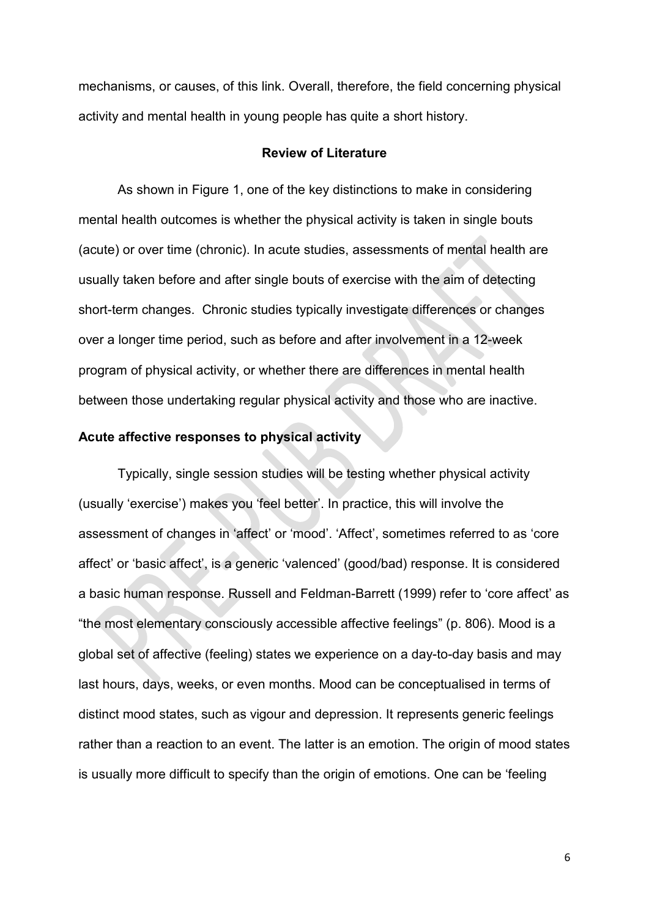mechanisms, or causes, of this link. Overall, therefore, the field concerning physical activity and mental health in young people has quite a short history.

## Review of Literature

As shown in Figure 1, one of the key distinctions to make in considering mental health outcomes is whether the physical activity is taken in single bouts (acute) or over time (chronic). In acute studies, assessments of mental health are usually taken before and after single bouts of exercise with the aim of detecting short-term changes. Chronic studies typically investigate differences or changes over a longer time period, such as before and after involvement in a 12-week program of physical activity, or whether there are differences in mental health between those undertaking regular physical activity and those who are inactive.

### Acute affective responses to physical activity

Typically, single session studies will be testing whether physical activity (usually 'exercise') makes you 'feel better'. In practice, this will involve the assessment of changes in 'affect' or 'mood'. 'Affect', sometimes referred to as 'core affect' or 'basic affect', is a generic 'valenced' (good/bad) response. It is considered a basic human response. Russell and Feldman-Barrett (1999) refer to 'core affect' as "the most elementary consciously accessible affective feelings" (p. 806). Mood is a global set of affective (feeling) states we experience on a day-to-day basis and may last hours, days, weeks, or even months. Mood can be conceptualised in terms of distinct mood states, such as vigour and depression. It represents generic feelings rather than a reaction to an event. The latter is an emotion. The origin of mood states is usually more difficult to specify than the origin of emotions. One can be 'feeling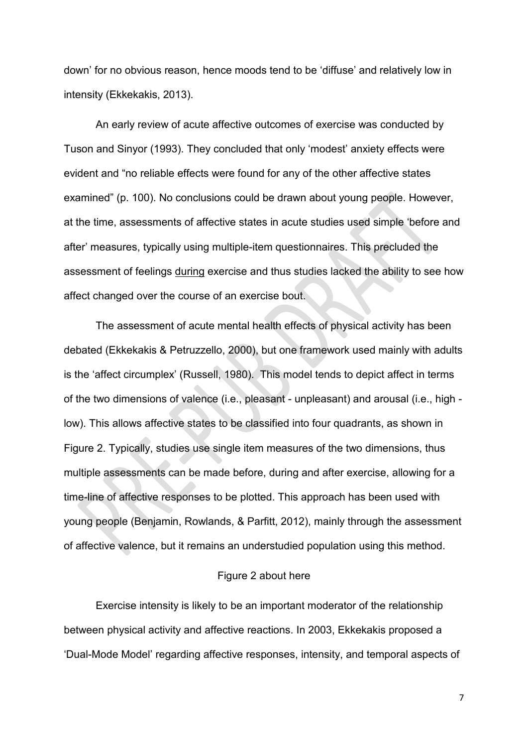down' for no obvious reason, hence moods tend to be 'diffuse' and relatively low in intensity (Ekkekakis, 2013).

An early review of acute affective outcomes of exercise was conducted by Tuson and Sinyor (1993). They concluded that only 'modest' anxiety effects were evident and "no reliable effects were found for any of the other affective states examined" (p. 100). No conclusions could be drawn about young people. However, at the time, assessments of affective states in acute studies used simple 'before and after' measures, typically using multiple-item questionnaires. This precluded the assessment of feelings <u>during</u> exercise and thus studies lacked the ability to see how affect changed over the course of an exercise bout.

The assessment of acute mental health effects of physical activity has been debated (Ekkekakis & Petruzzello, 2000), but one framework used mainly with adults is the 'affect circumplex' (Russell, 1980). This model tends to depict affect in terms of the two dimensions of valence (i.e., pleasant - unpleasant) and arousal (i.e., high - low). This allows affective states to be classified into four quadrants, as shown in Figure 2. Typically, studies use single item measures of the two dimensions, thus multiple assessments can be made before, during and after exercise, allowing for a time-line of affective responses to be plotted. This approach has been used with young people (Benjamin, Rowlands, & Parfitt, 2012), mainly through the assessment of affective valence, but it remains an understudied population using this method.

Figure 2 about here

Exercise intensity is likely to be an important moderator of the relationship between physical activity and affective reactions. In 2003, Ekkekakis proposed a 'Dual-Mode Model' regarding affective responses, intensity, and temporal aspects of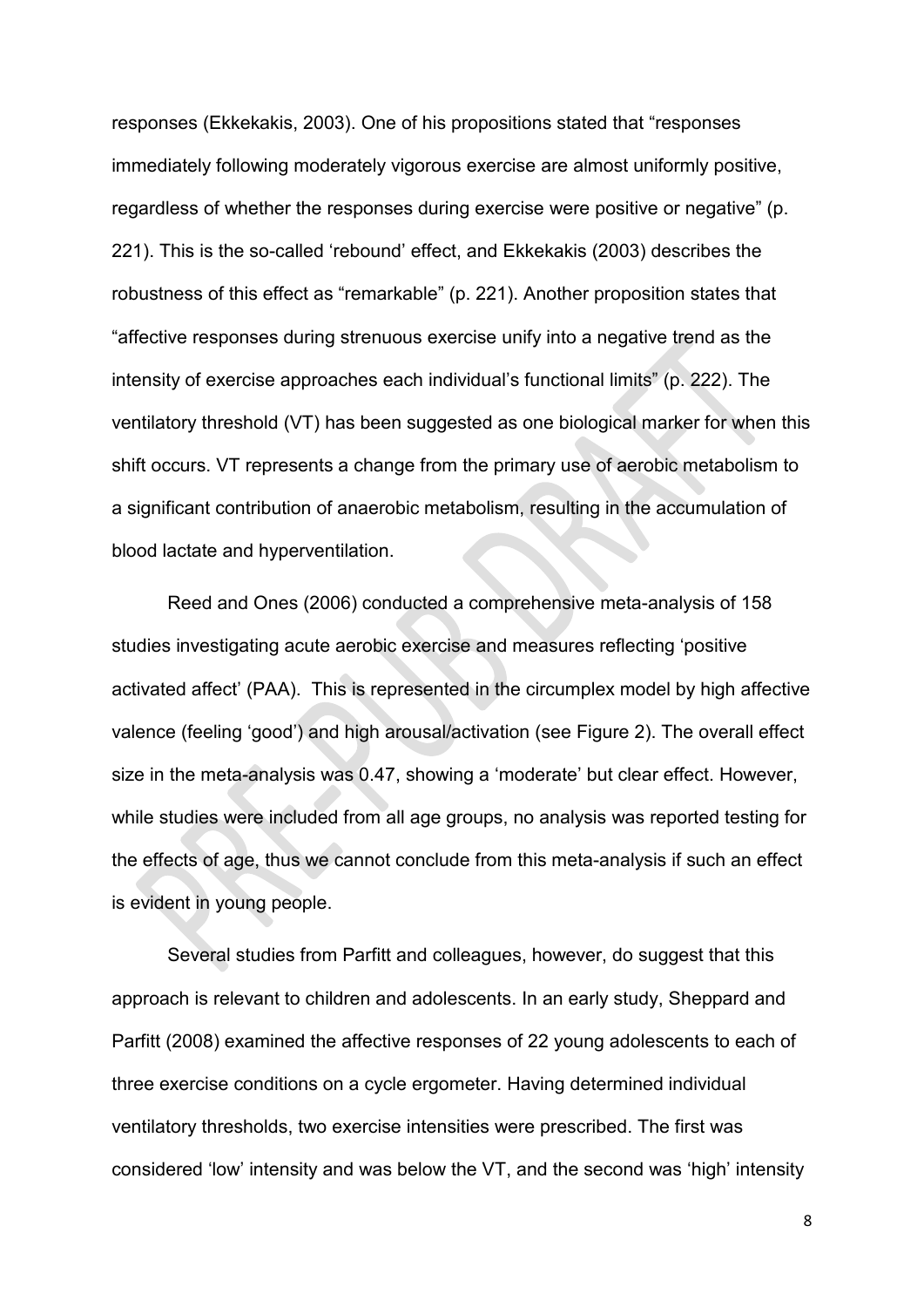responses (Ekkekakis, 2003). One of his propositions stated that "responses immediately following moderately vigorous exercise are almost uniformly positive, regardless of whether the responses during exercise were positive or negative" (p. 221). This is the so-called 'rebound' effect, and Ekkekakis (2003) describes the robustness of this effect as "remarkable" (p. 221). Another proposition states that "affective responses during strenuous exercise unify into a negative trend as the intensity of exercise approaches each individual's functional limits" (p. 222). The ventilatory threshold (VT) has been suggested as one biological marker for when this shift occurs. VT represents a change from the primary use of aerobic metabolism to a significant contribution of anaerobic metabolism, resulting in the accumulation of blood lactate and hyperventilation.

Reed and Ones (2006) conducted a comprehensive meta-analysis of 158 studies investigating acute aerobic exercise and measures reflecting 'positive activated affect' (PAA). This is represented in the circumplex model by high affective valence (feeling 'good') and high arousal/activation (see Figure 2). The overall effect size in the meta-analysis was 0.47, showing a 'moderate' but clear effect. However, while studies were included from all age groups, no analysis was reported testing for the effects of age, thus we cannot conclude from this meta-analysis if such an effect is evident in young people.

Several studies from Parfitt and colleagues, however, do suggest that this approach is relevant to children and adolescents. In an early study, Sheppard and Parfitt (2008) examined the affective responses of 22 young adolescents to each of three exercise conditions on a cycle ergometer. Having determined individual ventilatory thresholds, two exercise intensities were prescribed. The first was considered 'low' intensity and was below the VT, and the second was 'high' intensity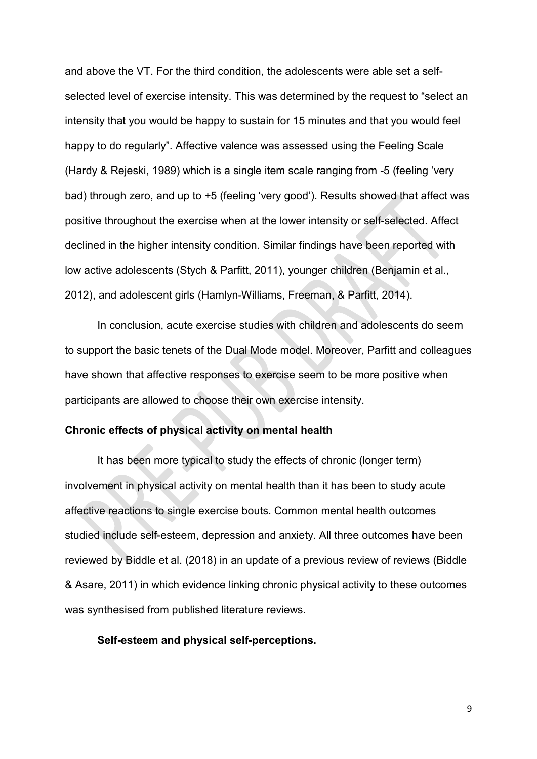and above the VT. For the third condition, the adolescents were able set a self-selected level of exercise intensity. This was determined by the request to "select an intensity that you would be happy to sustain for 15 minutes and that you would feel happy to do regularly". Affective valence was assessed using the Feeling Scale (Hardy & Rejeski, 1989) which is a single item scale ranging from -5 (feeling 'very bad) through zero, and up to +5 (feeling 'very good'). Results showed that affect was positive throughout the exercise when at the lower intensity or self-selected. Affect declined in the higher intensity condition. Similar findings have been reported with low active adolescents (Stych & Parfitt, 2011), younger children (Benjamin et al., 2012), and adolescent girls (Hamlyn-Williams, Freeman, & Parfitt, 2014).

In conclusion, acute exercise studies with children and adolescents do seem to support the basic tenets of the Dual Mode model. Moreover, Parfitt and colleagues have shown that affective responses to exercise seem to be more positive when participants are allowed to choose their own exercise intensity.

## Chronic effects of physical activity on mental health

It has been more typical to study the effects of chronic (longer term) involvement in physical activity on mental health than it has been to study acute affective reactions to single exercise bouts. Common mental health outcomes studied include self-esteem, depression and anxiety. All three outcomes have been reviewed by Biddle et al. (2018) in an update of a previous review of reviews (Biddle & Asare, 2011) in which evidence linking chronic physical activity to these outcomes was synthesised from published literature reviews.

### Self-esteem and physical self-perceptions.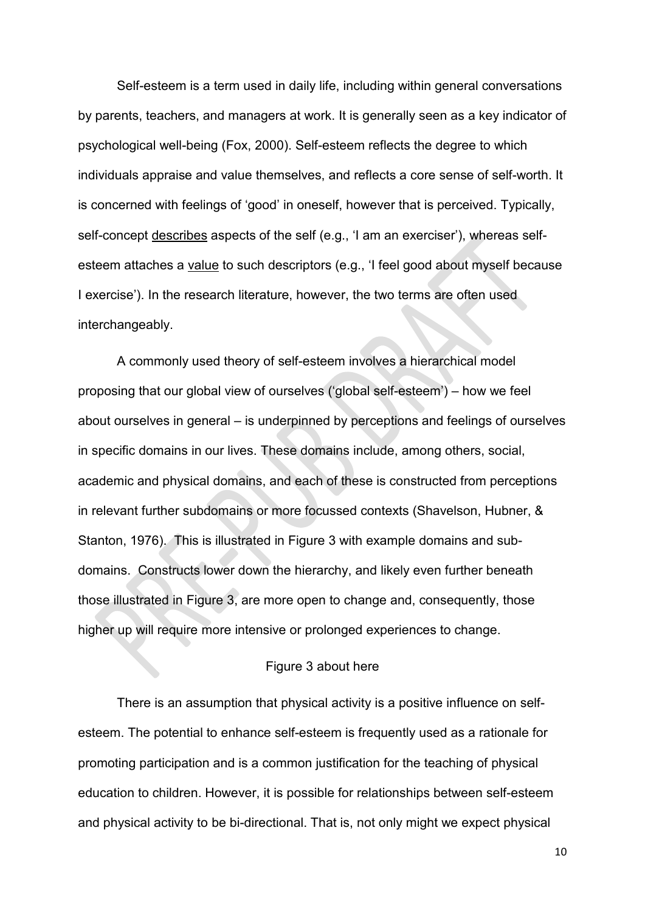Self-esteem is a term used in daily life, including within general conversations by parents, teachers, and managers at work. It is generally seen as a key indicator of psychological well-being (Fox, 2000). Self-esteem reflects the degree to which individuals appraise and value themselves, and reflects a core sense of self-worth. It is concerned with feelings of 'good' in oneself, however that is perceived. Typically, self-concept <u>describes</u> aspects of the self (e.g., 'I am an exerciser'), whereas self-esteem attaches a <u>value</u> to such descriptors (e.g., 'I feel good about myself because I exercise'). In the research literature, however, the two terms are often used interchangeably.

A commonly used theory of self-esteem involves a hierarchical model proposing that our global view of ourselves ('global self-esteem') – how we feel about ourselves in general – is underpinned by perceptions and feelings of ourselves in specific domains in our lives. These domains include, among others, social, academic and physical domains, and each of these is constructed from perceptions in relevant further subdomains or more focussed contexts (Shavelson, Hubner, & Stanton, 1976). This is illustrated in Figure 3 with example domains and sub-domains. Constructs lower down the hierarchy, and likely even further beneath those illustrated in Figure 3, are more open to change and, consequently, those higher up will require more intensive or prolonged experiences to change.

Figure 3 about here

There is an assumption that physical activity is a positive influence on self-esteem. The potential to enhance self-esteem is frequently used as a rationale for promoting participation and is a common justification for the teaching of physical education to children. However, it is possible for relationships between self-esteem and physical activity to be bi-directional. That is, not only might we expect physical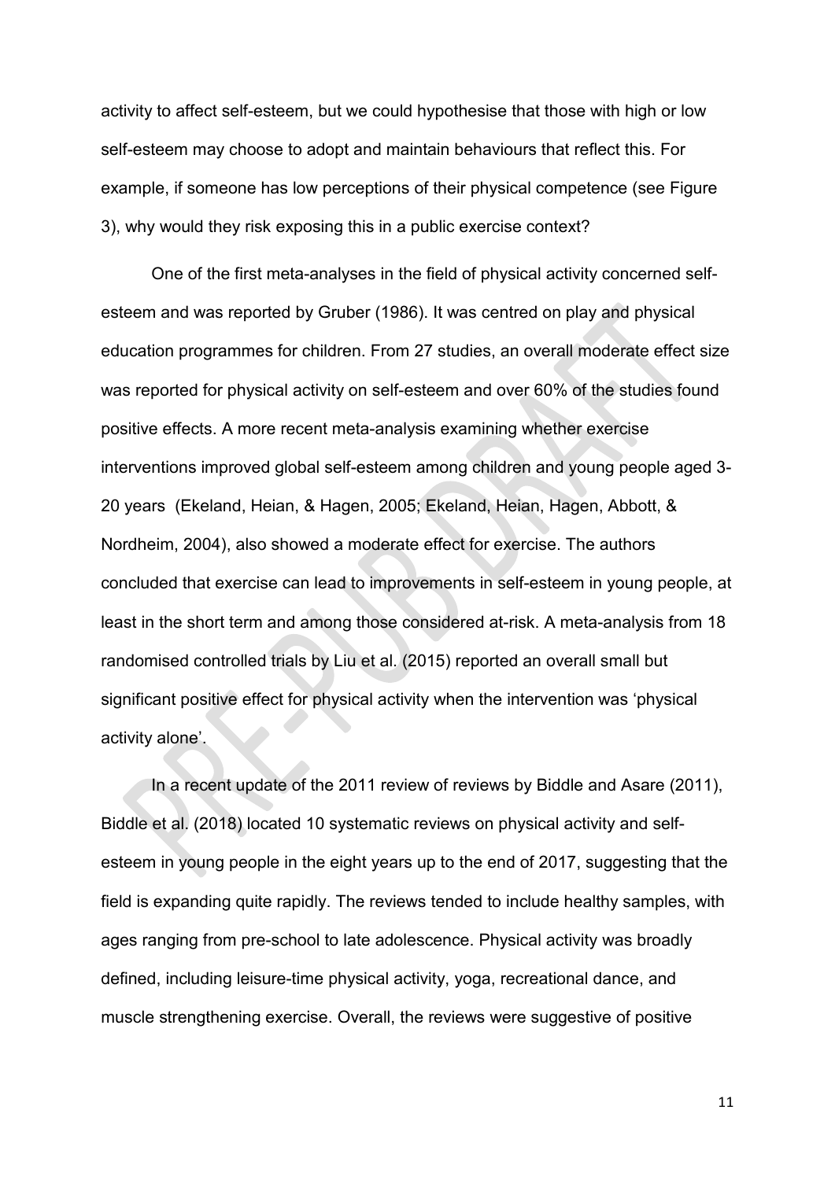activity to affect self-esteem, but we could hypothesise that those with high or low self-esteem may choose to adopt and maintain behaviours that reflect this. For example, if someone has low perceptions of their physical competence (see Figure 3), why would they risk exposing this in a public exercise context?

One of the first meta-analyses in the field of physical activity concerned self-esteem and was reported by Gruber (1986). It was centred on play and physical education programmes for children. From 27 studies, an overall moderate effect size was reported for physical activity on self-esteem and over 60% of the studies found positive effects. A more recent meta-analysis examining whether exercise interventions improved global self-esteem among children and young people aged 3-20 years (Ekeland, Heian, & Hagen, 2005; Ekeland, Heian, Hagen, Abbott, & Nordheim, 2004), also showed a moderate effect for exercise. The authors concluded that exercise can lead to improvements in self-esteem in young people, at least in the short term and among those considered at-risk. A meta-analysis from 18 randomised controlled trials by Liu et al. (2015) reported an overall small but significant positive effect for physical activity when the intervention was 'physical activity alone'.

In a recent update of the 2011 review of reviews by Biddle and Asare (2011), Biddle et al. (2018) located 10 systematic reviews on physical activity and self-esteem in young people in the eight years up to the end of 2017, suggesting that the field is expanding quite rapidly. The reviews tended to include healthy samples, with ages ranging from pre-school to late adolescence. Physical activity was broadly defined, including leisure-time physical activity, yoga, recreational dance, and muscle strengthening exercise. Overall, the reviews were suggestive of positive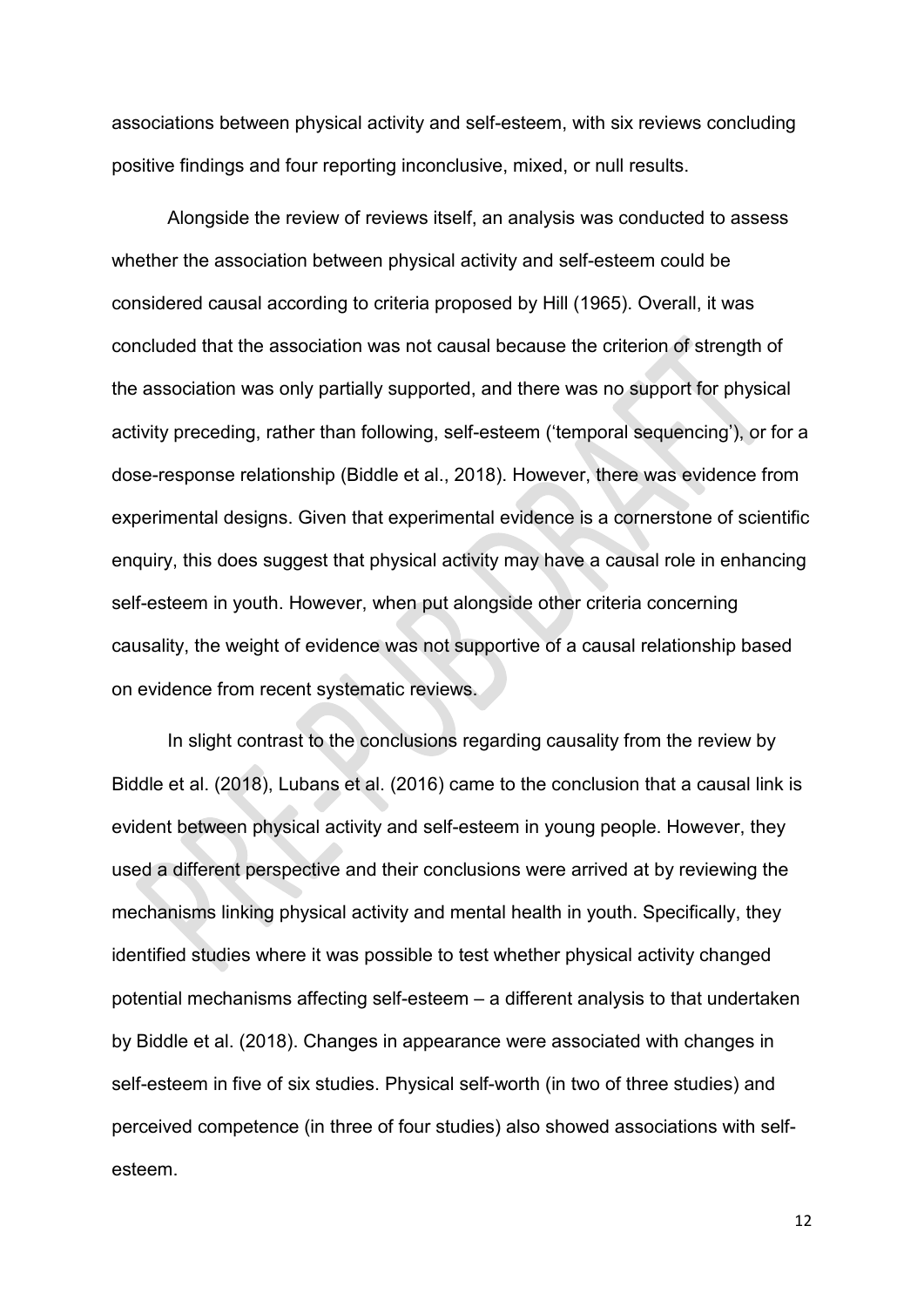associations between physical activity and self-esteem, with six reviews concluding positive findings and four reporting inconclusive, mixed, or null results.

Alongside the review of reviews itself, an analysis was conducted to assess whether the association between physical activity and self-esteem could be considered causal according to criteria proposed by Hill (1965). Overall, it was concluded that the association was not causal because the criterion of strength of the association was only partially supported, and there was no support for physical activity preceding, rather than following, self-esteem ('temporal sequencing'), or for a dose-response relationship (Biddle et al., 2018). However, there was evidence from experimental designs. Given that experimental evidence is a cornerstone of scientific enquiry, this does suggest that physical activity may have a causal role in enhancing self-esteem in youth. However, when put alongside other criteria concerning causality, the weight of evidence was not supportive of a causal relationship based on evidence from recent systematic reviews.

In slight contrast to the conclusions regarding causality from the review by Biddle et al. (2018), Lubans et al. (2016) came to the conclusion that a causal link is evident between physical activity and self-esteem in young people. However, they used a different perspective and their conclusions were arrived at by reviewing the mechanisms linking physical activity and mental health in youth. Specifically, they identified studies where it was possible to test whether physical activity changed potential mechanisms affecting self-esteem – a different analysis to that undertaken by Biddle et al. (2018). Changes in appearance were associated with changes in self-esteem in five of six studies. Physical self-worth (in two of three studies) and perceived competence (in three of four studies) also showed associations with self-esteem.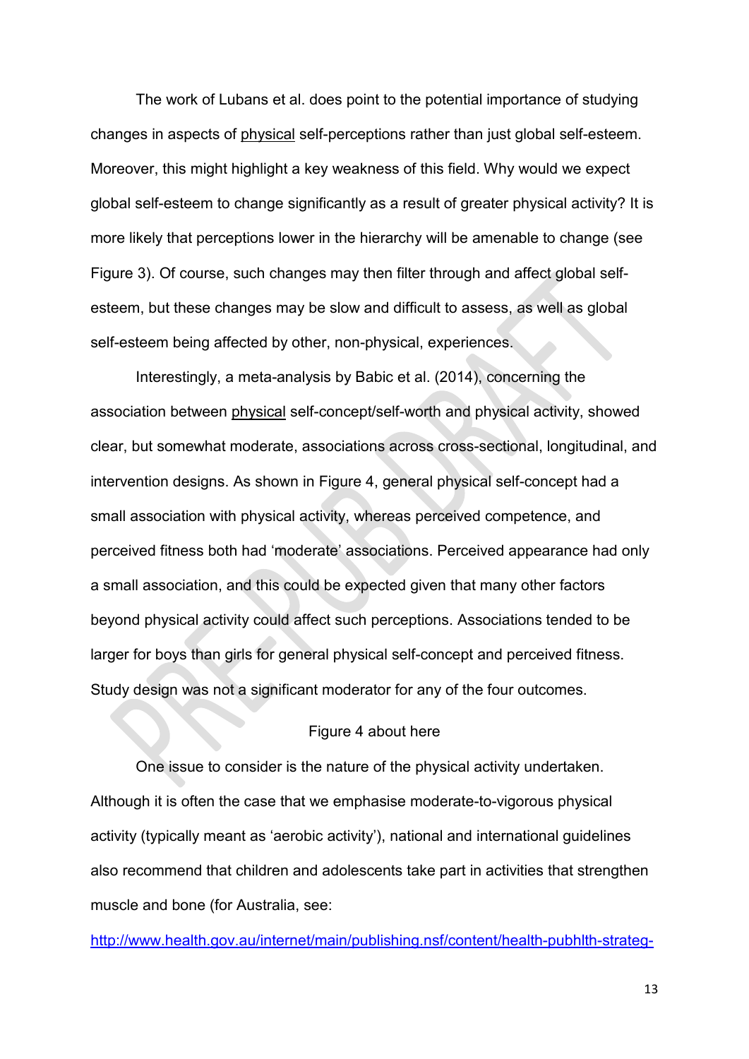The work of Lubans et al. does point to the potential importance of studying changes in aspects of physical self-perceptions rather than just global self-esteem. Moreover, this might highlight a key weakness of this field. Why would we expect global self-esteem to change significantly as a result of greater physical activity? It is more likely that perceptions lower in the hierarchy will be amenable to change (see Figure 3). Of course, such changes may then filter through and affect global self-esteem, but these changes may be slow and difficult to assess, as well as global self-esteem being affected by other, non-physical, experiences.

Interestingly, a meta-analysis by Babic et al. (2014), concerning the association between physical self-concept/self-worth and physical activity, showed clear, but somewhat moderate, associations across cross-sectional, longitudinal, and intervention designs. As shown in Figure 4, general physical self-concept had a small association with physical activity, whereas perceived competence, and perceived fitness both had 'moderate' associations. Perceived appearance had only a small association, and this could be expected given that many other factors beyond physical activity could affect such perceptions. Associations tended to be larger for boys than girls for general physical self-concept and perceived fitness. Study design was not a significant moderator for any of the four outcomes.

Figure 4 about here

One issue to consider is the nature of the physical activity undertaken. Although it is often the case that we emphasise moderate-to-vigorous physical activity (typically meant as 'aerobic activity'), national and international guidelines also recommend that children and adolescents take part in activities that strengthen muscle and bone (for Australia, see: http://www.health.gov.au/internet/main/publishing.nsf/content/health-pubhlth-strateg-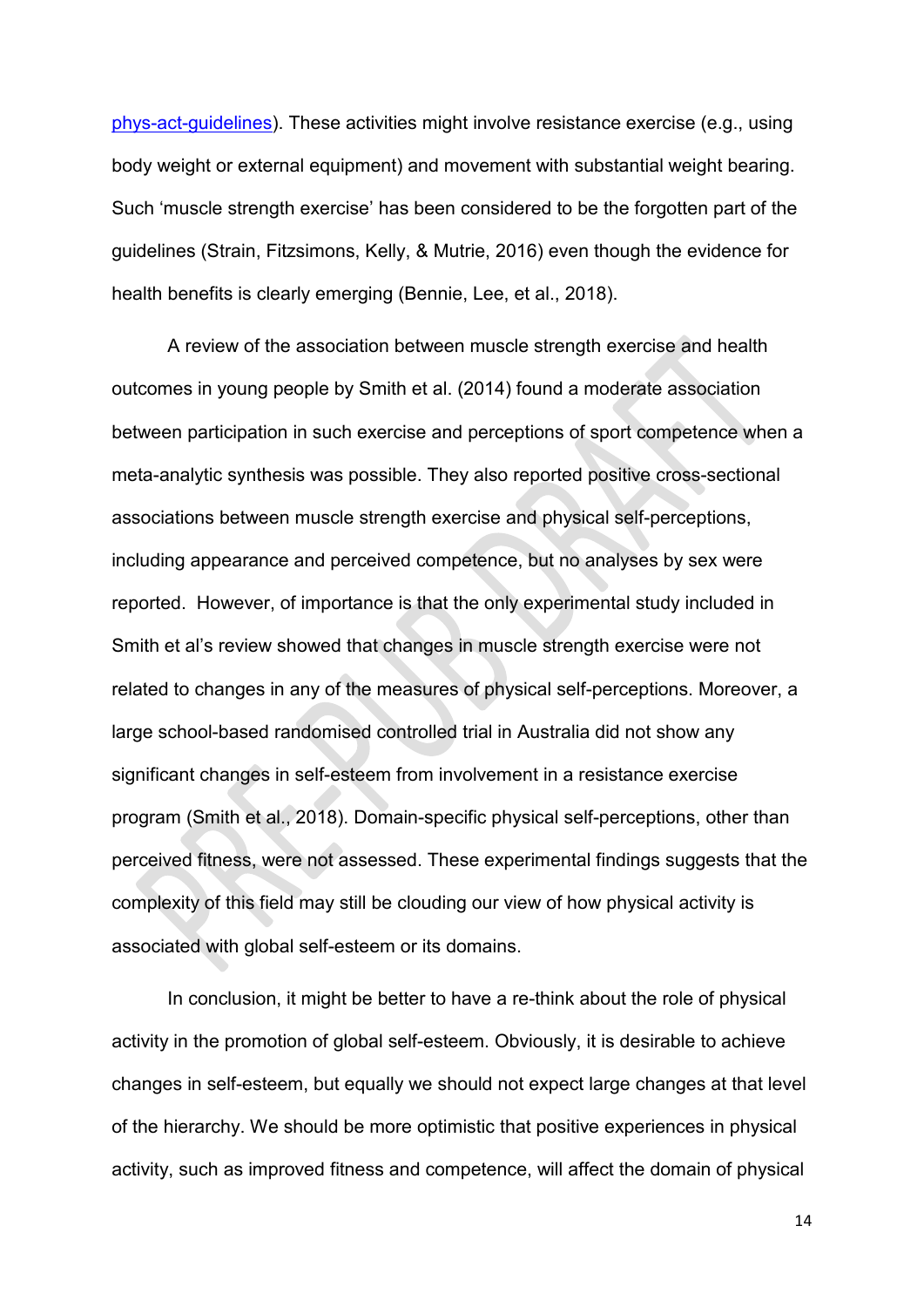phys-act-guidelines). These activities might involve resistance exercise (e.g., using body weight or external equipment) and movement with substantial weight bearing. Such 'muscle strength exercise' has been considered to be the forgotten part of the guidelines (Strain, Fitzsimons, Kelly, & Mutrie, 2016) even though the evidence for health benefits is clearly emerging (Bennie, Lee, et al., 2018).

A review of the association between muscle strength exercise and health outcomes in young people by Smith et al. (2014) found a moderate association between participation in such exercise and perceptions of sport competence when a meta-analytic synthesis was possible. They also reported positive cross-sectional associations between muscle strength exercise and physical self-perceptions, including appearance and perceived competence, but no analyses by sex were reported. However, of importance is that the only experimental study included in Smith et al's review showed that changes in muscle strength exercise were not related to changes in any of the measures of physical self-perceptions. Moreover, a large school-based randomised controlled trial in Australia did not show any significant changes in self-esteem from involvement in a resistance exercise program (Smith et al., 2018). Domain-specific physical self-perceptions, other than perceived fitness, were not assessed. These experimental findings suggests that the complexity of this field may still be clouding our view of how physical activity is associated with global self-esteem or its domains.

In conclusion, it might be better to have a re-think about the role of physical activity in the promotion of global self-esteem. Obviously, it is desirable to achieve changes in self-esteem, but equally we should not expect large changes at that level of the hierarchy. We should be more optimistic that positive experiences in physical activity, such as improved fitness and competence, will affect the domain of physical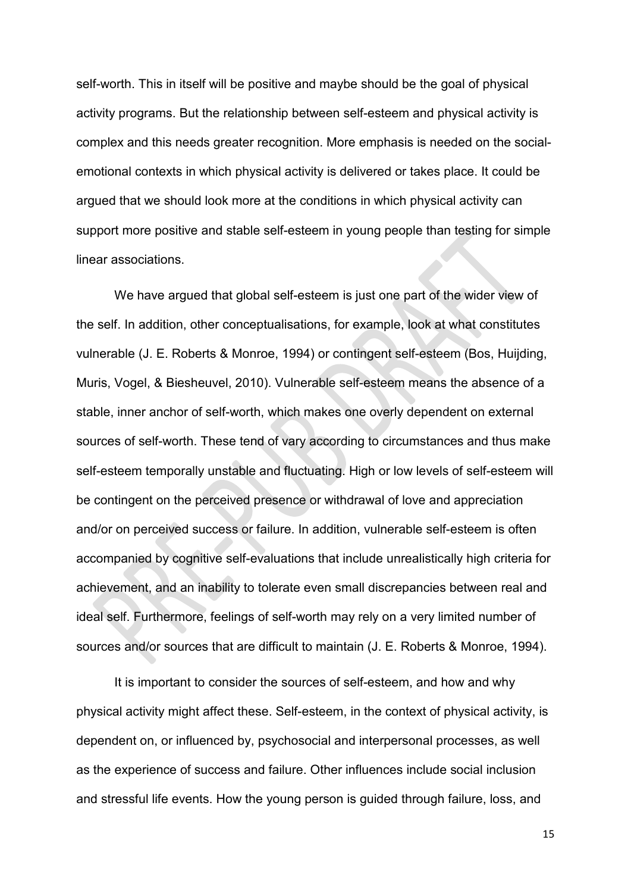self-worth. This in itself will be positive and maybe should be the goal of physical activity programs. But the relationship between self-esteem and physical activity is complex and this needs greater recognition. More emphasis is needed on the social-emotional contexts in which physical activity is delivered or takes place. It could be argued that we should look more at the conditions in which physical activity can support more positive and stable self-esteem in young people than testing for simple linear associations.

We have argued that global self-esteem is just one part of the wider view of the self. In addition, other conceptualisations, for example, look at what constitutes vulnerable (J. E. Roberts & Monroe, 1994) or contingent self-esteem (Bos, Huijding, Muris, Vogel, & Biesheuvel, 2010). Vulnerable self-esteem means the absence of a stable, inner anchor of self-worth, which makes one overly dependent on external sources of self-worth. These tend of vary according to circumstances and thus make self-esteem temporally unstable and fluctuating. High or low levels of self-esteem will be contingent on the perceived presence or withdrawal of love and appreciation and/or on perceived success or failure. In addition, vulnerable self-esteem is often accompanied by cognitive self-evaluations that include unrealistically high criteria for achievement, and an inability to tolerate even small discrepancies between real and ideal self. Furthermore, feelings of self-worth may rely on a very limited number of sources and/or sources that are difficult to maintain (J. E. Roberts & Monroe, 1994).

It is important to consider the sources of self-esteem, and how and why physical activity might affect these. Self-esteem, in the context of physical activity, is dependent on, or influenced by, psychosocial and interpersonal processes, as well as the experience of success and failure. Other influences include social inclusion and stressful life events. How the young person is guided through failure, loss, and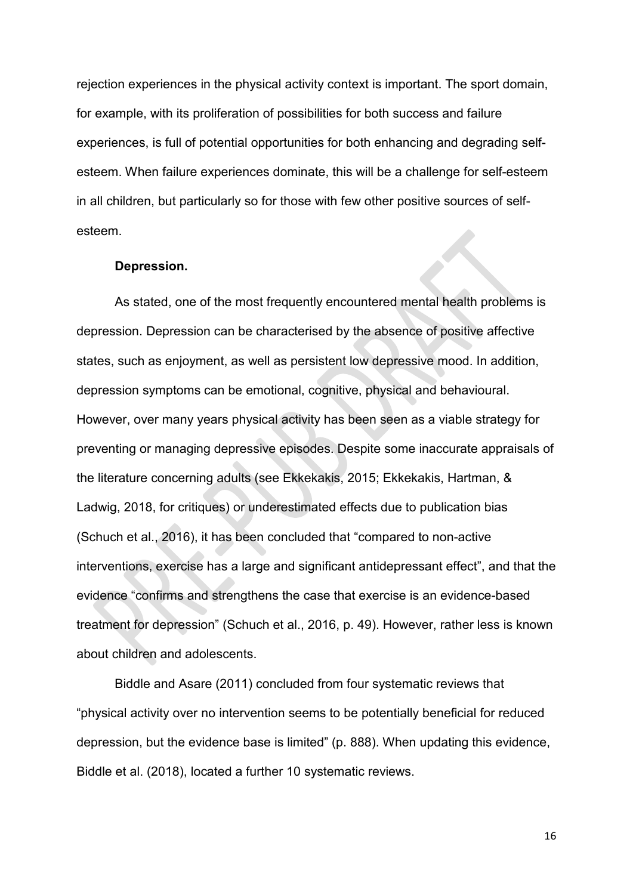rejection experiences in the physical activity context is important. The sport domain, for example, with its proliferation of possibilities for both success and failure experiences, is full of potential opportunities for both enhancing and degrading self-esteem. When failure experiences dominate, this will be a challenge for self-esteem in all children, but particularly so for those with few other positive sources of self-esteem.

**Depression.**

As stated, one of the most frequently encountered mental health problems is depression. Depression can be characterised by the absence of positive affective states, such as enjoyment, as well as persistent low depressive mood. In addition, depression symptoms can be emotional, cognitive, physical and behavioural. However, over many years physical activity has been seen as a viable strategy for preventing or managing depressive episodes. Despite some inaccurate appraisals of the literature concerning adults (see Ekkekakis, 2015; Ekkekakis, Hartman, & Ladwig, 2018, for critiques) or underestimated effects due to publication bias (Schuch et al., 2016), it has been concluded that "compared to non-active interventions, exercise has a large and significant antidepressant effect", and that the evidence "confirms and strengthens the case that exercise is an evidence-based treatment for depression" (Schuch et al., 2016, p. 49). However, rather less is known about children and adolescents.

Biddle and Asare (2011) concluded from four systematic reviews that "physical activity over no intervention seems to be potentially beneficial for reduced depression, but the evidence base is limited" (p. 888). When updating this evidence, Biddle et al. (2018), located a further 10 systematic reviews.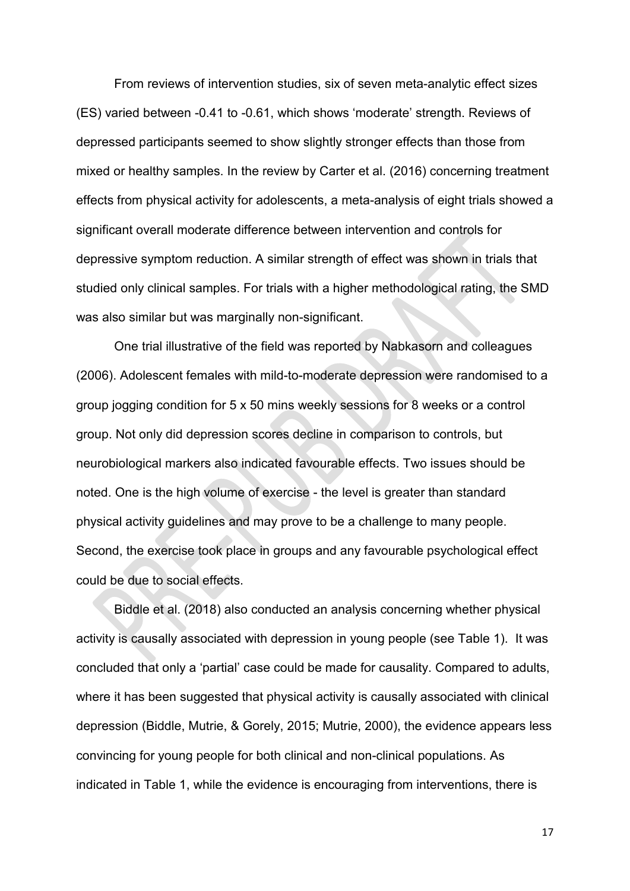From reviews of intervention studies, six of seven meta-analytic effect sizes (ES) varied between -0.41 to -0.61, which shows 'moderate' strength. Reviews of depressed participants seemed to show slightly stronger effects than those from mixed or healthy samples. In the review by Carter et al. (2016) concerning treatment effects from physical activity for adolescents, a meta-analysis of eight trials showed a significant overall moderate difference between intervention and controls for depressive symptom reduction. A similar strength of effect was shown in trials that studied only clinical samples. For trials with a higher methodological rating, the SMD was also similar but was marginally non-significant.

One trial illustrative of the field was reported by Nabkasorn and colleagues (2006). Adolescent females with mild-to-moderate depression were randomised to a group jogging condition for 5 x 50 mins weekly sessions for 8 weeks or a control group. Not only did depression scores decline in comparison to controls, but neurobiological markers also indicated favourable effects. Two issues should be noted. One is the high volume of exercise - the level is greater than standard physical activity guidelines and may prove to be a challenge to many people. Second, the exercise took place in groups and any favourable psychological effect could be due to social effects.

Biddle et al. (2018) also conducted an analysis concerning whether physical activity is causally associated with depression in young people (see Table 1). It was concluded that only a 'partial' case could be made for causality. Compared to adults, where it has been suggested that physical activity is causally associated with clinical depression (Biddle, Mutrie, & Gorely, 2015; Mutrie, 2000), the evidence appears less convincing for young people for both clinical and non-clinical populations. As indicated in Table 1, while the evidence is encouraging from interventions, there is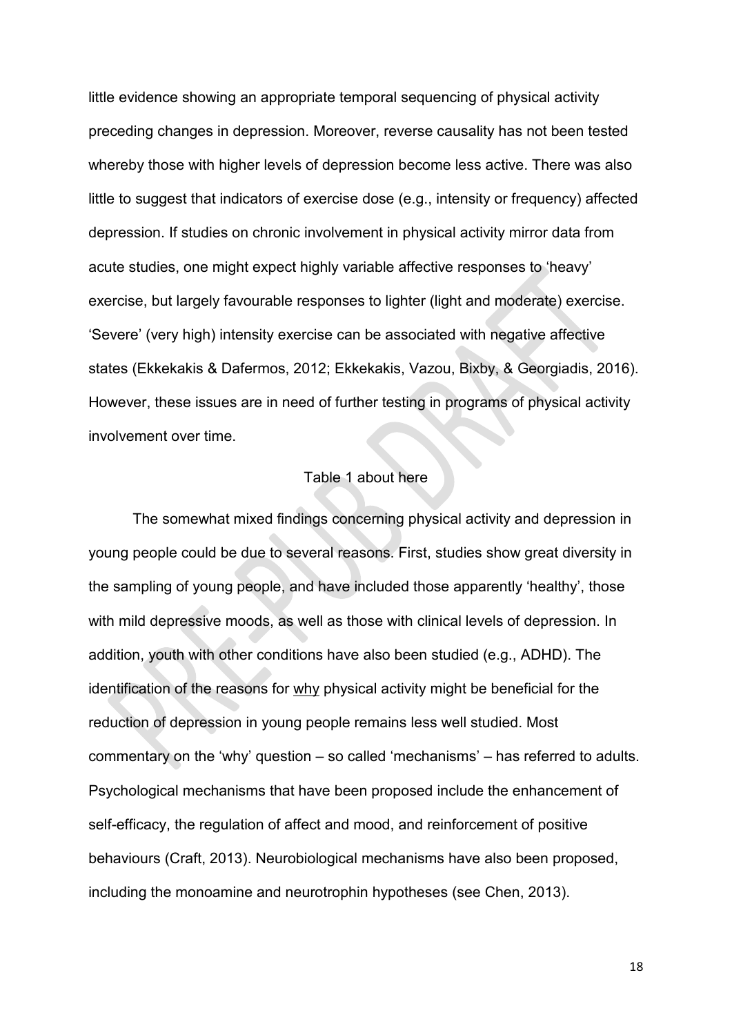little evidence showing an appropriate temporal sequencing of physical activity preceding changes in depression. Moreover, reverse causality has not been tested whereby those with higher levels of depression become less active. There was also little to suggest that indicators of exercise dose (e.g., intensity or frequency) affected depression. If studies on chronic involvement in physical activity mirror data from acute studies, one might expect highly variable affective responses to 'heavy' exercise, but largely favourable responses to lighter (light and moderate) exercise. 'Severe' (very high) intensity exercise can be associated with negative affective states (Ekkekakis & Dafermos, 2012; Ekkekakis, Vazou, Bixby, & Georgiadis, 2016). However, these issues are in need of further testing in programs of physical activity involvement over time.

Table 1 about here

The somewhat mixed findings concerning physical activity and depression in young people could be due to several reasons. First, studies show great diversity in the sampling of young people, and have included those apparently 'healthy', those with mild depressive moods, as well as those with clinical levels of depression. In addition, youth with other conditions have also been studied (e.g., ADHD). The identification of the reasons for <u>why</u> physical activity might be beneficial for the reduction of depression in young people remains less well studied. Most commentary on the 'why' question – so called 'mechanisms' – has referred to adults. Psychological mechanisms that have been proposed include the enhancement of self-efficacy, the regulation of affect and mood, and reinforcement of positive behaviours (Craft, 2013). Neurobiological mechanisms have also been proposed, including the monoamine and neurotrophin hypotheses (see Chen, 2013).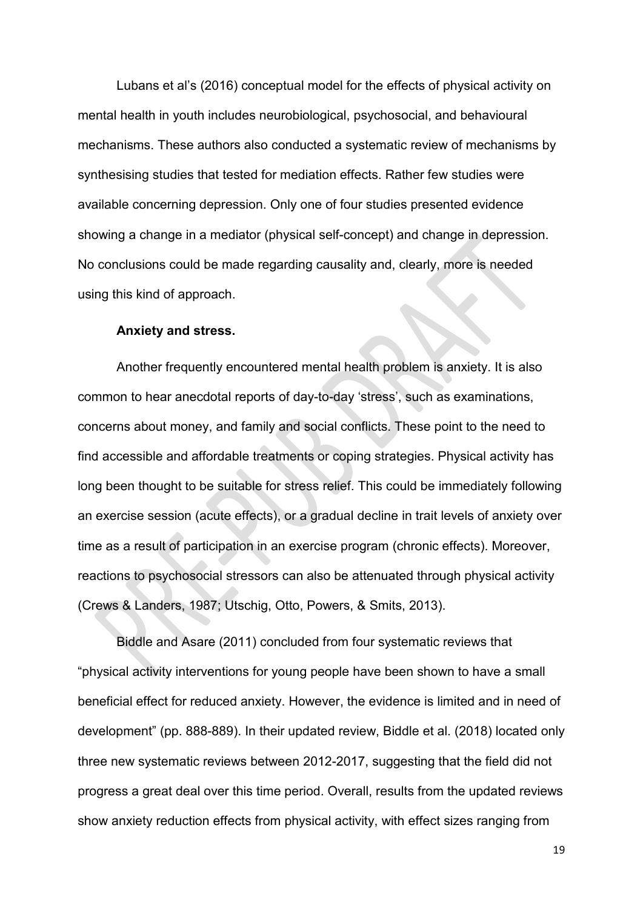Lubans et al's (2016) conceptual model for the effects of physical activity on mental health in youth includes neurobiological, psychosocial, and behavioural mechanisms. These authors also conducted a systematic review of mechanisms by synthesising studies that tested for mediation effects. Rather few studies were available concerning depression. Only one of four studies presented evidence showing a change in a mediator (physical self-concept) and change in depression. No conclusions could be made regarding causality and, clearly, more is needed using this kind of approach.

**Anxiety and stress.**

Another frequently encountered mental health problem is anxiety. It is also common to hear anecdotal reports of day-to-day 'stress', such as examinations, concerns about money, and family and social conflicts. These point to the need to find accessible and affordable treatments or coping strategies. Physical activity has long been thought to be suitable for stress relief. This could be immediately following an exercise session (acute effects), or a gradual decline in trait levels of anxiety over time as a result of participation in an exercise program (chronic effects). Moreover, reactions to psychosocial stressors can also be attenuated through physical activity (Crews & Landers, 1987; Utschig, Otto, Powers, & Smits, 2013).

Biddle and Asare (2011) concluded from four systematic reviews that "physical activity interventions for young people have been shown to have a small beneficial effect for reduced anxiety. However, the evidence is limited and in need of development" (pp. 888-889). In their updated review, Biddle et al. (2018) located only three new systematic reviews between 2012-2017, suggesting that the field did not progress a great deal over this time period. Overall, results from the updated reviews show anxiety reduction effects from physical activity, with effect sizes ranging from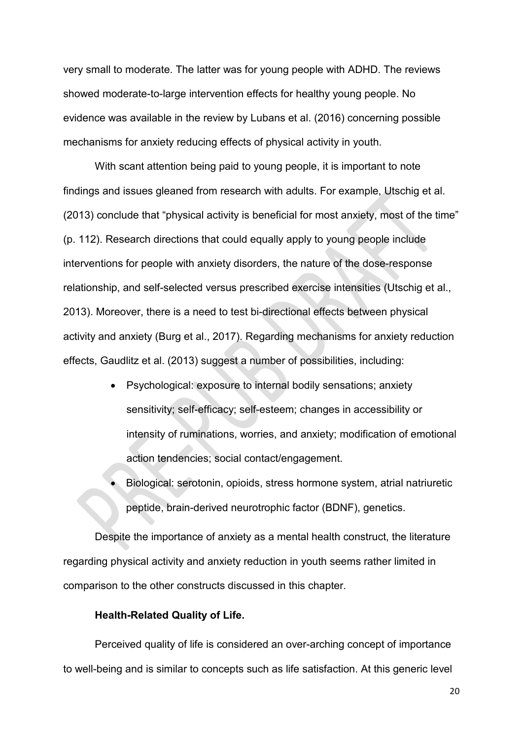very small to moderate. The latter was for young people with ADHD. The reviews showed moderate-to-large intervention effects for healthy young people. No evidence was available in the review by Lubans et al. (2016) concerning possible mechanisms for anxiety reducing effects of physical activity in youth.

With scant attention being paid to young people, it is important to note findings and issues gleaned from research with adults. For example, Utschig et al. (2013) conclude that "physical activity is beneficial for most anxiety, most of the time" (p. 112). Research directions that could equally apply to young people include interventions for people with anxiety disorders, the nature of the dose-response relationship, and self-selected versus prescribed exercise intensities (Utschig et al., 2013). Moreover, there is a need to test bi-directional effects between physical activity and anxiety (Burg et al., 2017). Regarding mechanisms for anxiety reduction effects, Gaudlitz et al. (2013) suggest a number of possibilities, including:

- Psychological: exposure to internal bodily sensations; anxiety sensitivity; self-efficacy; self-esteem; changes in accessibility or intensity of ruminations, worries, and anxiety; modification of emotional action tendencies; social contact/engagement.
- Biological: serotonin, opioids, stress hormone system, atrial natriuretic peptide, brain-derived neurotrophic factor (BDNF), genetics.

Despite the importance of anxiety as a mental health construct, the literature regarding physical activity and anxiety reduction in youth seems rather limited in comparison to the other constructs discussed in this chapter.

**Health-Related Quality of Life.**

Perceived quality of life is considered an over-arching concept of importance to well-being and is similar to concepts such as life satisfaction. At this generic level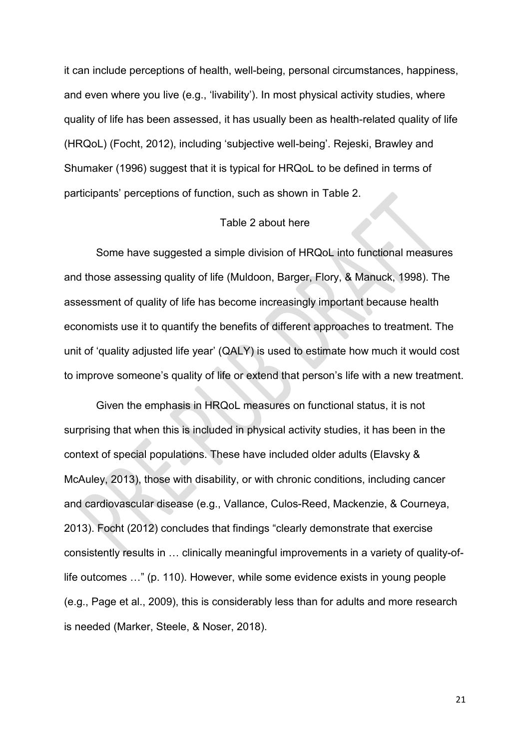it can include perceptions of health, well-being, personal circumstances, happiness, and even where you live (e.g., 'livability'). In most physical activity studies, where quality of life has been assessed, it has usually been as health-related quality of life (HRQoL) (Focht, 2012), including 'subjective well-being'. Rejeski, Brawley and Shumaker (1996) suggest that it is typical for HRQoL to be defined in terms of participants' perceptions of function, such as shown in Table 2.

Table 2 about here

Some have suggested a simple division of HRQoL into functional measures and those assessing quality of life (Muldoon, Barger, Flory, & Manuck, 1998). The assessment of quality of life has become increasingly important because health economists use it to quantify the benefits of different approaches to treatment. The unit of 'quality adjusted life year' (QALY) is used to estimate how much it would cost to improve someone's quality of life or extend that person's life with a new treatment.

Given the emphasis in HRQoL measures on functional status, it is not surprising that when this is included in physical activity studies, it has been in the context of special populations. These have included older adults (Elavsky & McAuley, 2013), those with disability, or with chronic conditions, including cancer and cardiovascular disease (e.g., Vallance, Culos-Reed, Mackenzie, & Courneya, 2013). Focht (2012) concludes that findings "clearly demonstrate that exercise consistently results in … clinically meaningful improvements in a variety of quality-of-life outcomes …" (p. 110). However, while some evidence exists in young people (e.g., Page et al., 2009), this is considerably less than for adults and more research is needed (Marker, Steele, & Noser, 2018).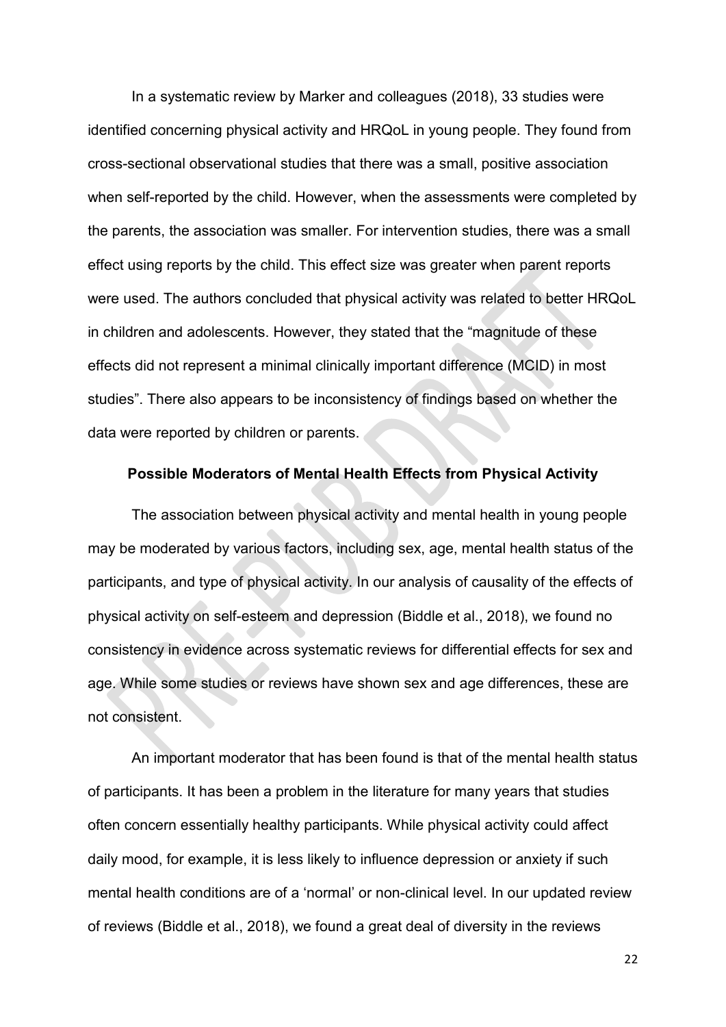In a systematic review by Marker and colleagues (2018), 33 studies were identified concerning physical activity and HRQoL in young people. They found from cross-sectional observational studies that there was a small, positive association when self-reported by the child. However, when the assessments were completed by the parents, the association was smaller. For intervention studies, there was a small effect using reports by the child. This effect size was greater when parent reports were used. The authors concluded that physical activity was related to better HRQoL in children and adolescents. However, they stated that the "magnitude of these effects did not represent a minimal clinically important difference (MCID) in most studies". There also appears to be inconsistency of findings based on whether the data were reported by children or parents.

## Possible Moderators of Mental Health Effects from Physical Activity

The association between physical activity and mental health in young people may be moderated by various factors, including sex, age, mental health status of the participants, and type of physical activity. In our analysis of causality of the effects of physical activity on self-esteem and depression (Biddle et al., 2018), we found no consistency in evidence across systematic reviews for differential effects for sex and age. While some studies or reviews have shown sex and age differences, these are not consistent.

An important moderator that has been found is that of the mental health status of participants. It has been a problem in the literature for many years that studies often concern essentially healthy participants. While physical activity could affect daily mood, for example, it is less likely to influence depression or anxiety if such mental health conditions are of a 'normal' or non-clinical level. In our updated review of reviews (Biddle et al., 2018), we found a great deal of diversity in the reviews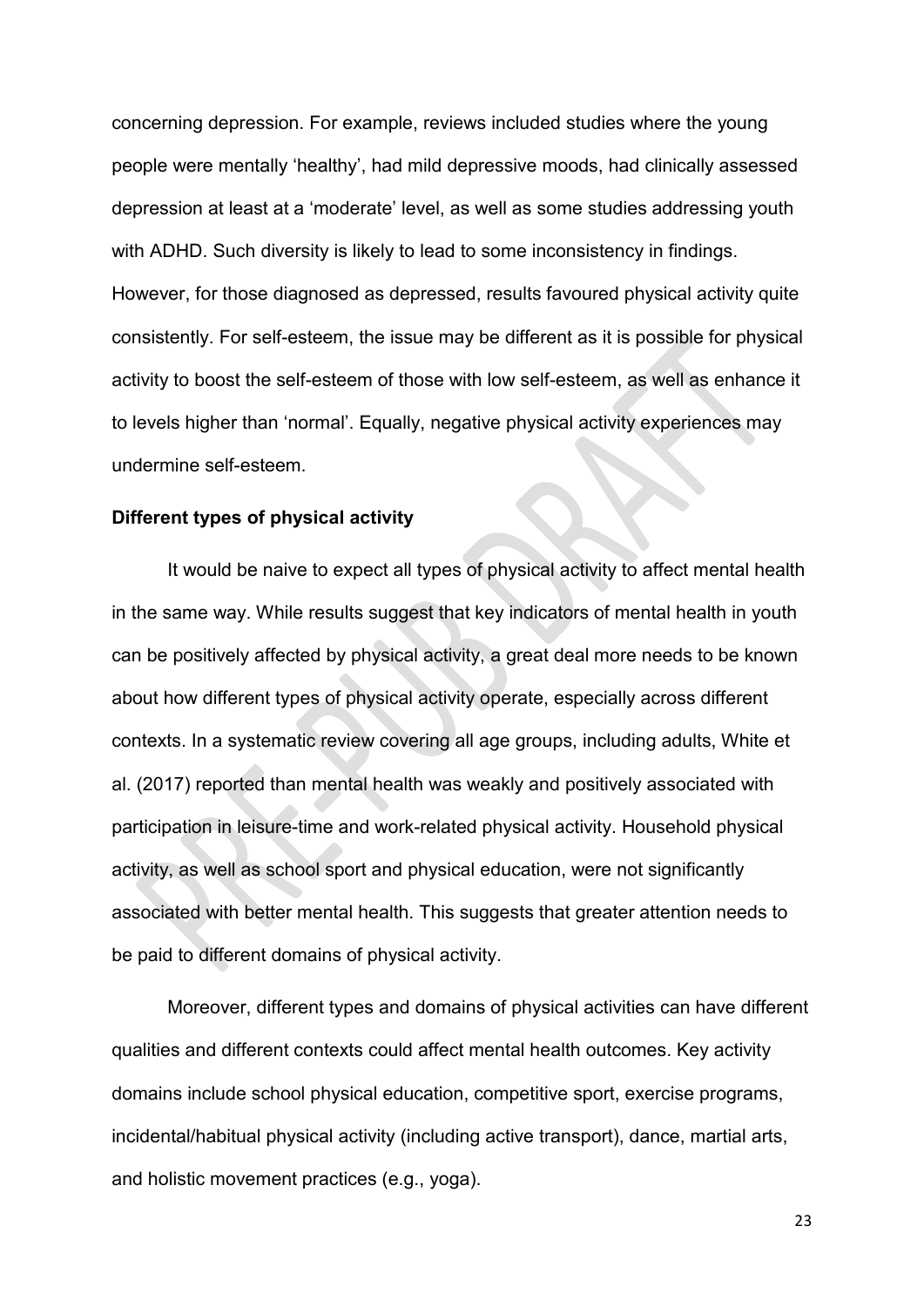concerning depression. For example, reviews included studies where the young people were mentally 'healthy', had mild depressive moods, had clinically assessed depression at least at a 'moderate' level, as well as some studies addressing youth with ADHD. Such diversity is likely to lead to some inconsistency in findings. However, for those diagnosed as depressed, results favoured physical activity quite consistently. For self-esteem, the issue may be different as it is possible for physical activity to boost the self-esteem of those with low self-esteem, as well as enhance it to levels higher than 'normal'. Equally, negative physical activity experiences may undermine self-esteem.

**Different types of physical activity**

It would be naive to expect all types of physical activity to affect mental health in the same way. While results suggest that key indicators of mental health in youth can be positively affected by physical activity, a great deal more needs to be known about how different types of physical activity operate, especially across different contexts. In a systematic review covering all age groups, including adults, White et al. (2017) reported than mental health was weakly and positively associated with participation in leisure-time and work-related physical activity. Household physical activity, as well as school sport and physical education, were not significantly associated with better mental health. This suggests that greater attention needs to be paid to different domains of physical activity.

Moreover, different types and domains of physical activities can have different qualities and different contexts could affect mental health outcomes. Key activity domains include school physical education, competitive sport, exercise programs, incidental/habitual physical activity (including active transport), dance, martial arts, and holistic movement practices (e.g., yoga).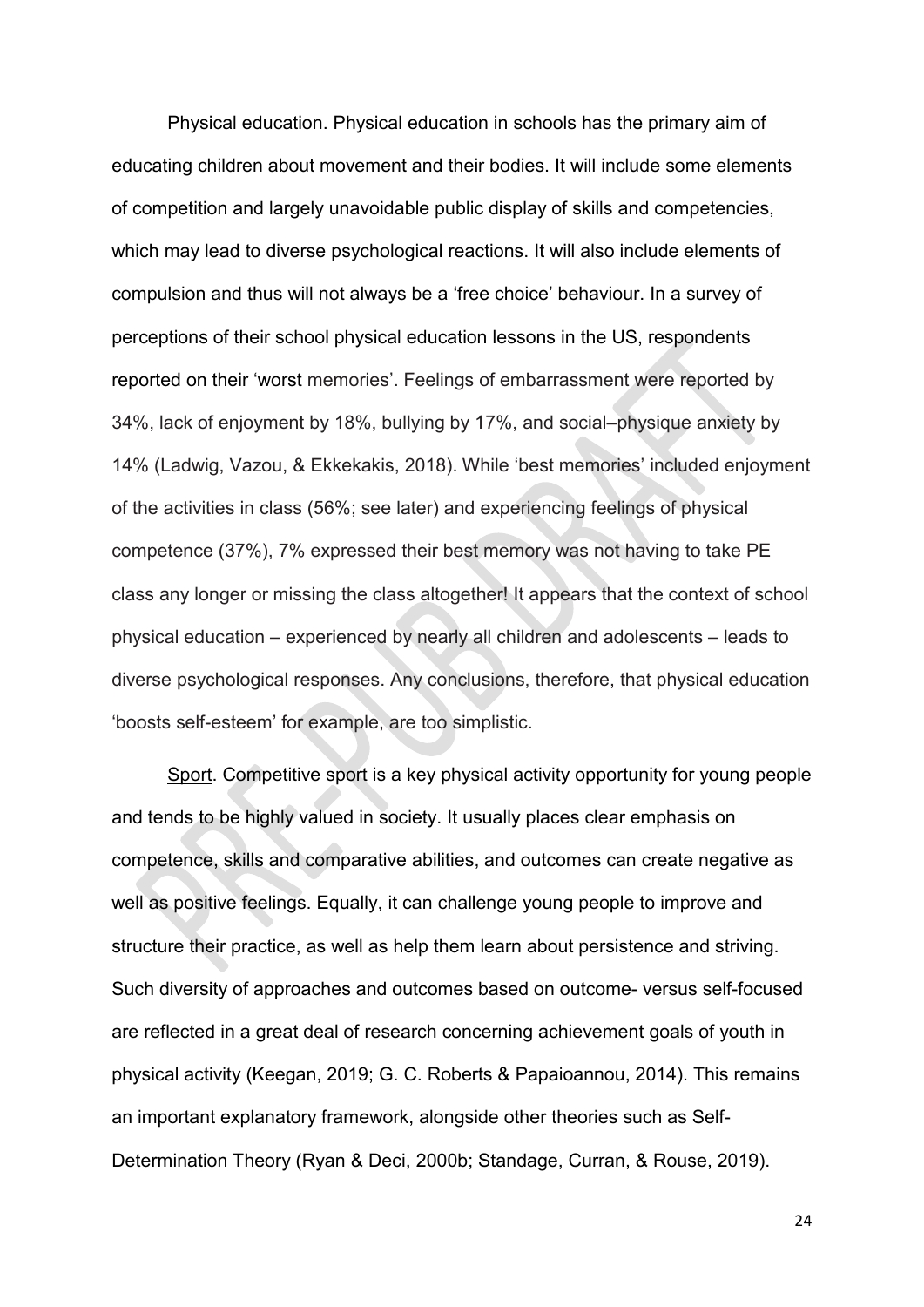Physical education. Physical education in schools has the primary aim of educating children about movement and their bodies. It will include some elements of competition and largely unavoidable public display of skills and competencies, which may lead to diverse psychological reactions. It will also include elements of compulsion and thus will not always be a 'free choice' behaviour. In a survey of perceptions of their school physical education lessons in the US, respondents reported on their 'worst memories'. Feelings of embarrassment were reported by 34%, lack of enjoyment by 18%, bullying by 17%, and social–physique anxiety by 14% (Ladwig, Vazou, & Ekkekakis, 2018). While 'best memories' included enjoyment of the activities in class (56%; see later) and experiencing feelings of physical competence (37%), 7% expressed their best memory was not having to take PE class any longer or missing the class altogether! It appears that the context of school physical education – experienced by nearly all children and adolescents – leads to diverse psychological responses. Any conclusions, therefore, that physical education 'boosts self-esteem' for example, are too simplistic.

Sport. Competitive sport is a key physical activity opportunity for young people and tends to be highly valued in society. It usually places clear emphasis on competence, skills and comparative abilities, and outcomes can create negative as well as positive feelings. Equally, it can challenge young people to improve and structure their practice, as well as help them learn about persistence and striving. Such diversity of approaches and outcomes based on outcome- versus self-focused are reflected in a great deal of research concerning achievement goals of youth in physical activity (Keegan, 2019; G. C. Roberts & Papaioannou, 2014). This remains an important explanatory framework, alongside other theories such as Self-Determination Theory (Ryan & Deci, 2000b; Standage, Curran, & Rouse, 2019).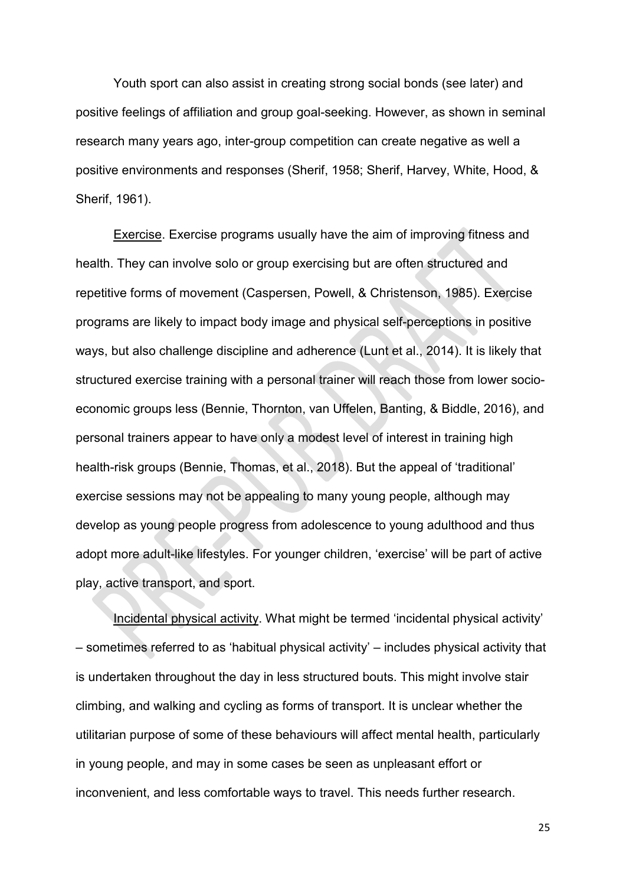Youth sport can also assist in creating strong social bonds (see later) and positive feelings of affiliation and group goal-seeking. However, as shown in seminal research many years ago, inter-group competition can create negative as well a positive environments and responses (Sherif, 1958; Sherif, Harvey, White, Hood, & Sherif, 1961).

Exercise. Exercise programs usually have the aim of improving fitness and health. They can involve solo or group exercising but are often structured and repetitive forms of movement (Caspersen, Powell, & Christenson, 1985). Exercise programs are likely to impact body image and physical self-perceptions in positive ways, but also challenge discipline and adherence (Lunt et al., 2014). It is likely that structured exercise training with a personal trainer will reach those from lower socio-economic groups less (Bennie, Thornton, van Uffelen, Banting, & Biddle, 2016), and personal trainers appear to have only a modest level of interest in training high health-risk groups (Bennie, Thomas, et al., 2018). But the appeal of 'traditional' exercise sessions may not be appealing to many young people, although may develop as young people progress from adolescence to young adulthood and thus adopt more adult-like lifestyles. For younger children, 'exercise' will be part of active play, active transport, and sport.

Incidental physical activity. What might be termed 'incidental physical activity' – sometimes referred to as 'habitual physical activity' – includes physical activity that is undertaken throughout the day in less structured bouts. This might involve stair climbing, and walking and cycling as forms of transport. It is unclear whether the utilitarian purpose of some of these behaviours will affect mental health, particularly in young people, and may in some cases be seen as unpleasant effort or inconvenient, and less comfortable ways to travel. This needs further research.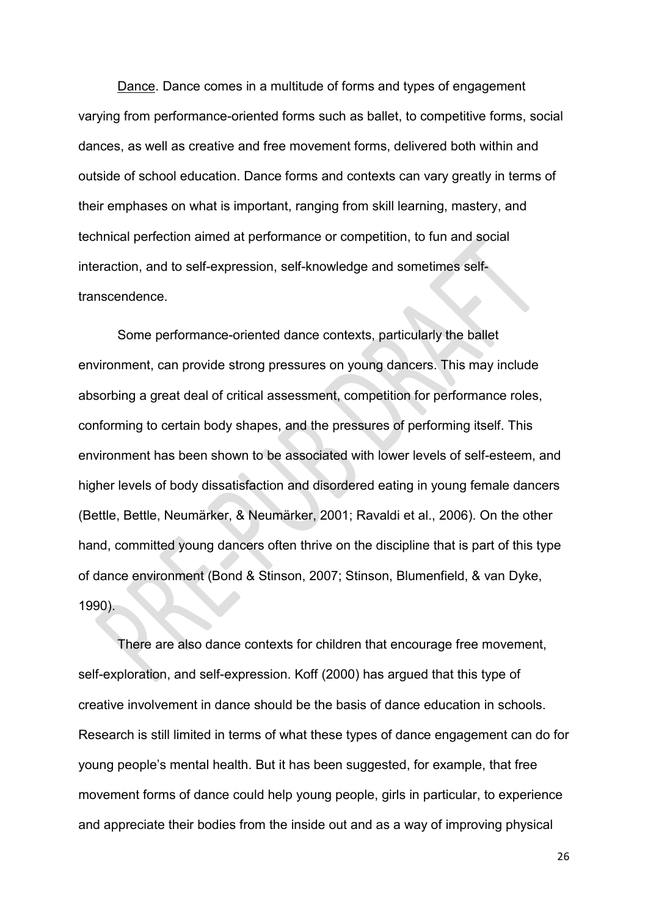Dance. Dance comes in a multitude of forms and types of engagement varying from performance-oriented forms such as ballet, to competitive forms, social dances, as well as creative and free movement forms, delivered both within and outside of school education. Dance forms and contexts can vary greatly in terms of their emphases on what is important, ranging from skill learning, mastery, and technical perfection aimed at performance or competition, to fun and social interaction, and to self-expression, self-knowledge and sometimes self-transcendence.

Some performance-oriented dance contexts, particularly the ballet environment, can provide strong pressures on young dancers. This may include absorbing a great deal of critical assessment, competition for performance roles, conforming to certain body shapes, and the pressures of performing itself. This environment has been shown to be associated with lower levels of self-esteem, and higher levels of body dissatisfaction and disordered eating in young female dancers (Bettle, Bettle, Neumärker, & Neumärker, 2001; Ravaldi et al., 2006). On the other hand, committed young dancers often thrive on the discipline that is part of this type of dance environment (Bond & Stinson, 2007; Stinson, Blumenfield, & van Dyke, 1990).

There are also dance contexts for children that encourage free movement, self-exploration, and self-expression. Koff (2000) has argued that this type of creative involvement in dance should be the basis of dance education in schools. Research is still limited in terms of what these types of dance engagement can do for young people's mental health. But it has been suggested, for example, that free movement forms of dance could help young people, girls in particular, to experience and appreciate their bodies from the inside out and as a way of improving physical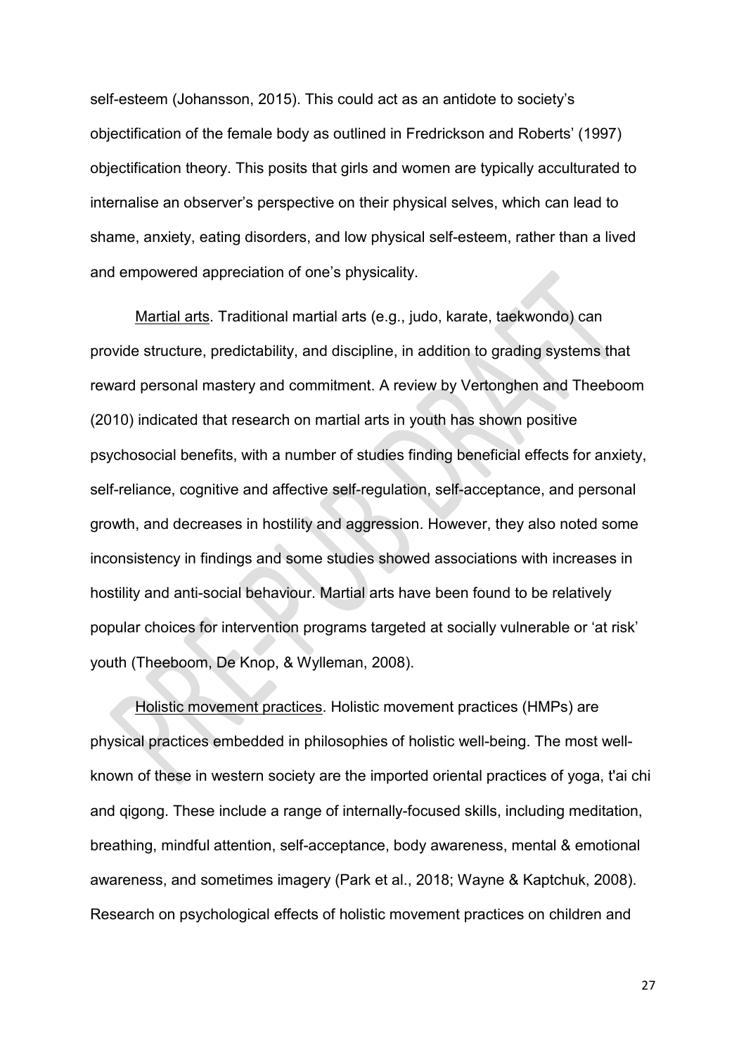self-esteem (Johansson, 2015). This could act as an antidote to society's objectification of the female body as outlined in Fredrickson and Roberts' (1997) objectification theory. This posits that girls and women are typically acculturated to internalise an observer's perspective on their physical selves, which can lead to shame, anxiety, eating disorders, and low physical self-esteem, rather than a lived and empowered appreciation of one's physicality.

Martial arts. Traditional martial arts (e.g., judo, karate, taekwondo) can provide structure, predictability, and discipline, in addition to grading systems that reward personal mastery and commitment. A review by Vertonghen and Theeboom (2010) indicated that research on martial arts in youth has shown positive psychosocial benefits, with a number of studies finding beneficial effects for anxiety, self-reliance, cognitive and affective self-regulation, self-acceptance, and personal growth, and decreases in hostility and aggression. However, they also noted some inconsistency in findings and some studies showed associations with increases in hostility and anti-social behaviour. Martial arts have been found to be relatively popular choices for intervention programs targeted at socially vulnerable or 'at risk' youth (Theeboom, De Knop, & Wylleman, 2008).

Holistic movement practices. Holistic movement practices (HMPs) are physical practices embedded in philosophies of holistic well-being. The most well-known of these in western society are the imported oriental practices of yoga, t'ai chi and qigong. These include a range of internally-focused skills, including meditation, breathing, mindful attention, self-acceptance, body awareness, mental & emotional awareness, and sometimes imagery (Park et al., 2018; Wayne & Kaptchuk, 2008). Research on psychological effects of holistic movement practices on children and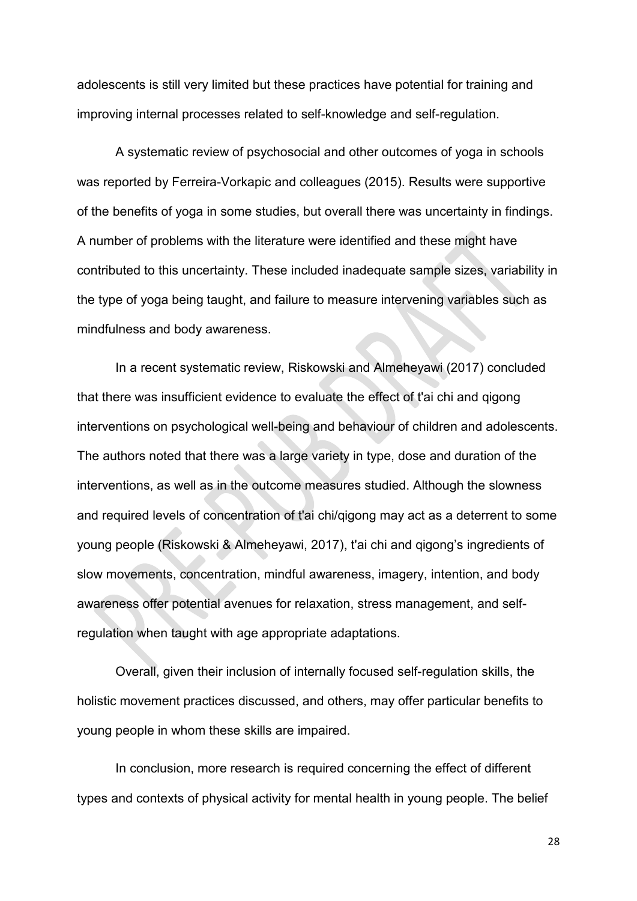adolescents is still very limited but these practices have potential for training and improving internal processes related to self-knowledge and self-regulation.

A systematic review of psychosocial and other outcomes of yoga in schools was reported by Ferreira-Vorkapic and colleagues (2015). Results were supportive of the benefits of yoga in some studies, but overall there was uncertainty in findings. A number of problems with the literature were identified and these might have contributed to this uncertainty. These included inadequate sample sizes, variability in the type of yoga being taught, and failure to measure intervening variables such as mindfulness and body awareness.

In a recent systematic review, Riskowski and Almeheyawi (2017) concluded that there was insufficient evidence to evaluate the effect of t'ai chi and qigong interventions on psychological well-being and behaviour of children and adolescents. The authors noted that there was a large variety in type, dose and duration of the interventions, as well as in the outcome measures studied. Although the slowness and required levels of concentration of t'ai chi/qigong may act as a deterrent to some young people (Riskowski & Almeheyawi, 2017), t'ai chi and qigong's ingredients of slow movements, concentration, mindful awareness, imagery, intention, and body awareness offer potential avenues for relaxation, stress management, and self-regulation when taught with age appropriate adaptations.

Overall, given their inclusion of internally focused self-regulation skills, the holistic movement practices discussed, and others, may offer particular benefits to young people in whom these skills are impaired.

In conclusion, more research is required concerning the effect of different types and contexts of physical activity for mental health in young people. The belief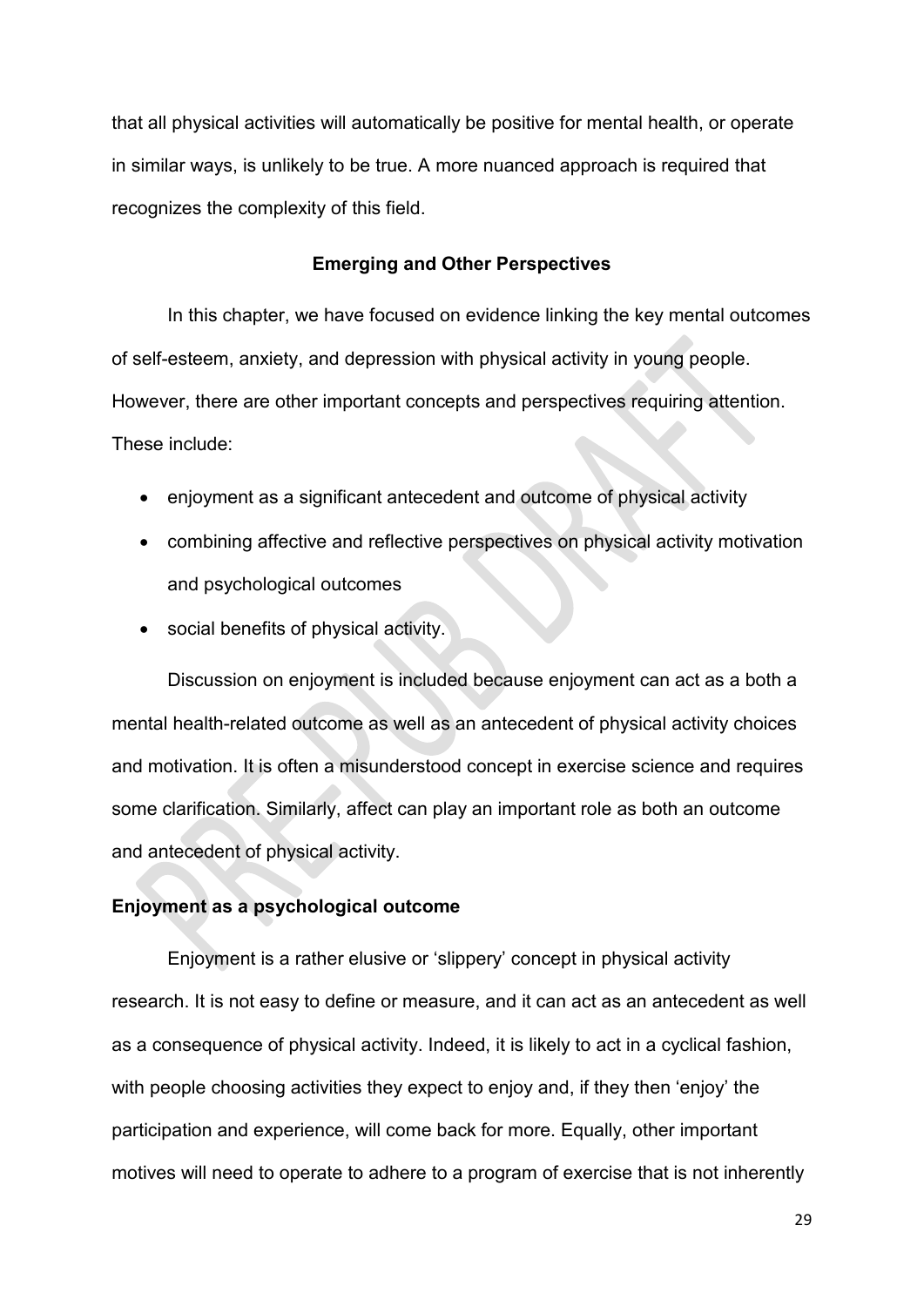that all physical activities will automatically be positive for mental health, or operate in similar ways, is unlikely to be true. A more nuanced approach is required that recognizes the complexity of this field.

## Emerging and Other Perspectives

In this chapter, we have focused on evidence linking the key mental outcomes of self-esteem, anxiety, and depression with physical activity in young people. However, there are other important concepts and perspectives requiring attention. These include:

- enjoyment as a significant antecedent and outcome of physical activity
- combining affective and reflective perspectives on physical activity motivation and psychological outcomes
- social benefits of physical activity.

Discussion on enjoyment is included because enjoyment can act as a both a mental health-related outcome as well as an antecedent of physical activity choices and motivation. It is often a misunderstood concept in exercise science and requires some clarification. Similarly, affect can play an important role as both an outcome and antecedent of physical activity.

### Enjoyment as a psychological outcome

Enjoyment is a rather elusive or 'slippery' concept in physical activity research. It is not easy to define or measure, and it can act as an antecedent as well as a consequence of physical activity. Indeed, it is likely to act in a cyclical fashion, with people choosing activities they expect to enjoy and, if they then 'enjoy' the participation and experience, will come back for more. Equally, other important motives will need to operate to adhere to a program of exercise that is not inherently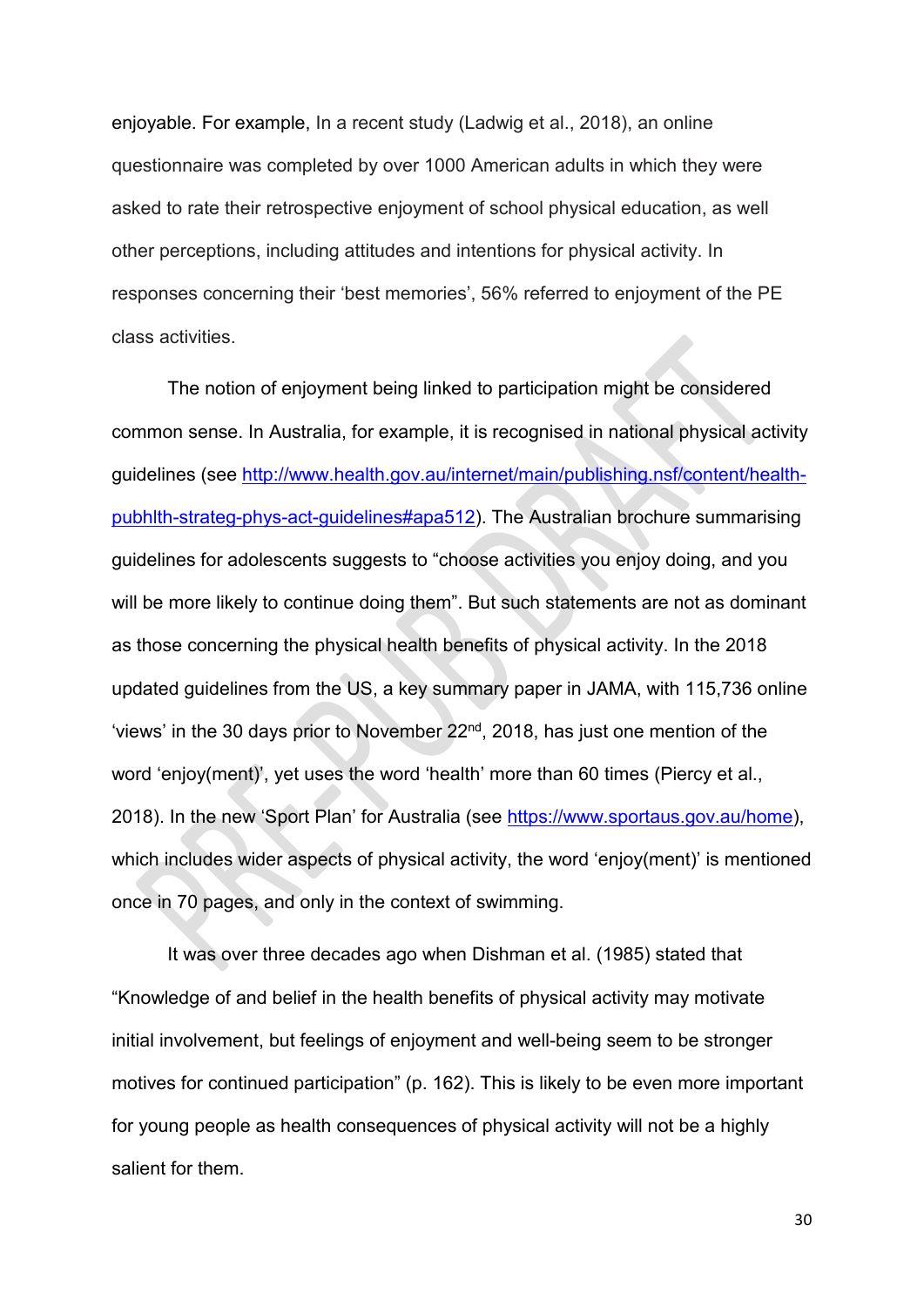enjoyable. For example, In a recent study (Ladwig et al., 2018), an online questionnaire was completed by over 1000 American adults in which they were asked to rate their retrospective enjoyment of school physical education, as well other perceptions, including attitudes and intentions for physical activity. In responses concerning their 'best memories', 56% referred to enjoyment of the PE class activities.

The notion of enjoyment being linked to participation might be considered common sense. In Australia, for example, it is recognised in national physical activity guidelines (see [http://www.health.gov.au/internet/main/publishing.nsf/content/health-pubhlth-strateg-phys-act-guidelines#apa512](http://www.health.gov.au/internet/main/publishing.nsf/content/health-pubhlth-strateg-phys-act-guidelines#apa512)). The Australian brochure summarising guidelines for adolescents suggests to "choose activities you enjoy doing, and you will be more likely to continue doing them". But such statements are not as dominant as those concerning the physical health benefits of physical activity. In the 2018 updated guidelines from the US, a key summary paper in JAMA, with 115,736 online 'views' in the 30 days prior to November 22nd, 2018, has just one mention of the word 'enjoy(ment)', yet uses the word 'health' more than 60 times (Piercy et al., 2018). In the new 'Sport Plan' for Australia (see [https://www.sportaus.gov.au/home](https://www.sportaus.gov.au/home)), which includes wider aspects of physical activity, the word 'enjoy(ment)' is mentioned once in 70 pages, and only in the context of swimming.

It was over three decades ago when Dishman et al. (1985) stated that "Knowledge of and belief in the health benefits of physical activity may motivate initial involvement, but feelings of enjoyment and well-being seem to be stronger motives for continued participation" (p. 162). This is likely to be even more important for young people as health consequences of physical activity will not be a highly salient for them.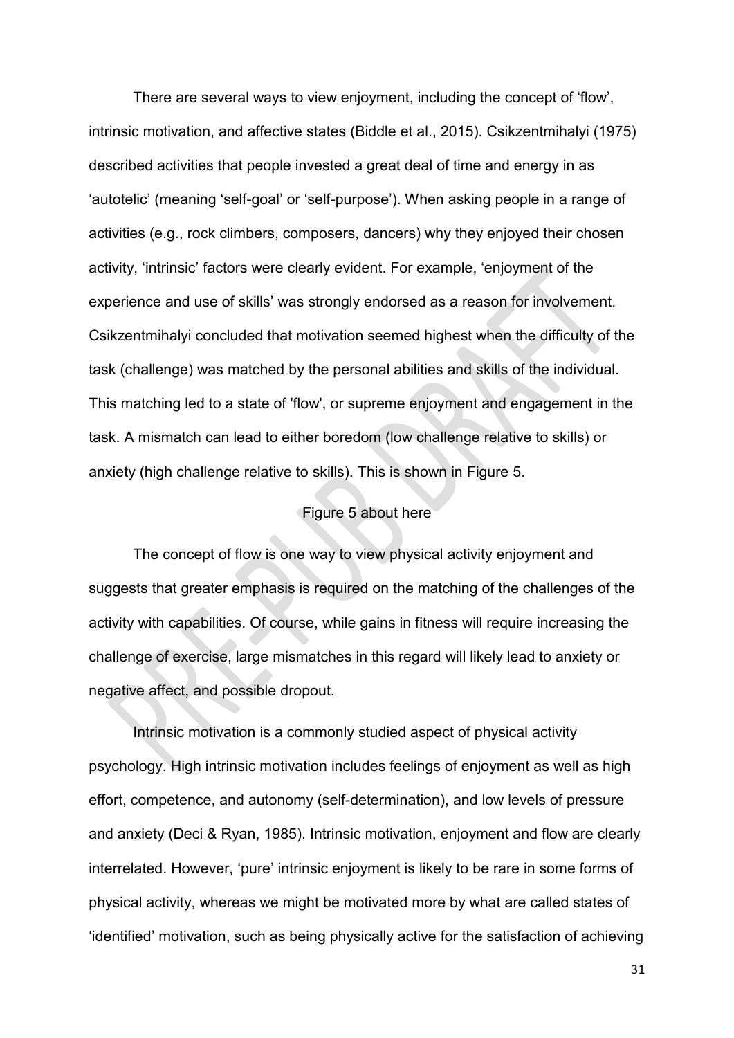There are several ways to view enjoyment, including the concept of 'flow', intrinsic motivation, and affective states (Biddle et al., 2015). Csikzentmihalyi (1975) described activities that people invested a great deal of time and energy in as 'autotelic' (meaning 'self-goal' or 'self-purpose'). When asking people in a range of activities (e.g., rock climbers, composers, dancers) why they enjoyed their chosen activity, 'intrinsic' factors were clearly evident. For example, 'enjoyment of the experience and use of skills' was strongly endorsed as a reason for involvement. Csikzentmihalyi concluded that motivation seemed highest when the difficulty of the task (challenge) was matched by the personal abilities and skills of the individual. This matching led to a state of 'flow', or supreme enjoyment and engagement in the task. A mismatch can lead to either boredom (low challenge relative to skills) or anxiety (high challenge relative to skills). This is shown in Figure 5.

Figure 5 about here

The concept of flow is one way to view physical activity enjoyment and suggests that greater emphasis is required on the matching of the challenges of the activity with capabilities. Of course, while gains in fitness will require increasing the challenge of exercise, large mismatches in this regard will likely lead to anxiety or negative affect, and possible dropout.

Intrinsic motivation is a commonly studied aspect of physical activity psychology. High intrinsic motivation includes feelings of enjoyment as well as high effort, competence, and autonomy (self-determination), and low levels of pressure and anxiety (Deci & Ryan, 1985). Intrinsic motivation, enjoyment and flow are clearly interrelated. However, 'pure' intrinsic enjoyment is likely to be rare in some forms of physical activity, whereas we might be motivated more by what are called states of 'identified' motivation, such as being physically active for the satisfaction of achieving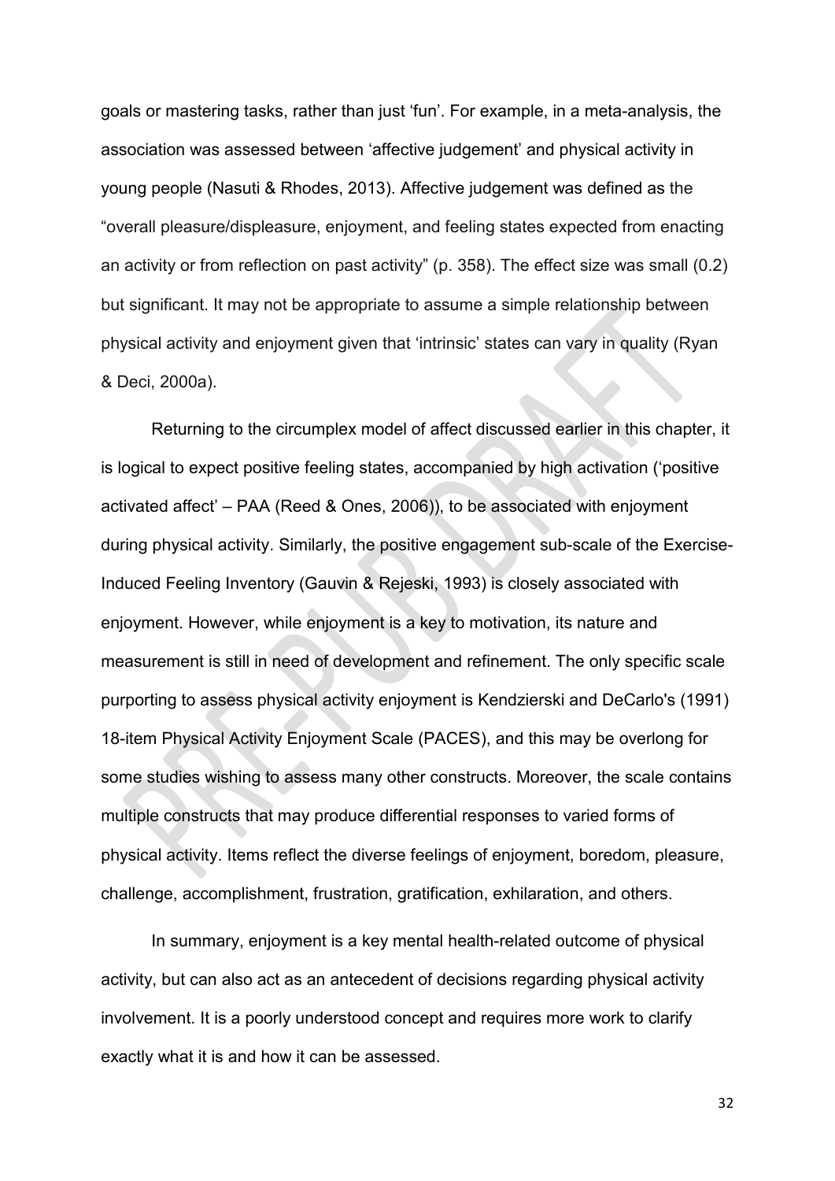goals or mastering tasks, rather than just ‘fun’. For example, in a meta-analysis, the association was assessed between ‘affective judgement’ and physical activity in young people (Nasuti & Rhodes, 2013). Affective judgement was defined as the “overall pleasure/displeasure, enjoyment, and feeling states expected from enacting an activity or from reflection on past activity” (p. 358). The effect size was small (0.2) but significant. It may not be appropriate to assume a simple relationship between physical activity and enjoyment given that ‘intrinsic’ states can vary in quality (Ryan & Deci, 2000a).

Returning to the circumplex model of affect discussed earlier in this chapter, it is logical to expect positive feeling states, accompanied by high activation (‘positive activated affect’ – PAA (Reed & Ones, 2006)), to be associated with enjoyment during physical activity. Similarly, the positive engagement sub-scale of the Exercise-Induced Feeling Inventory (Gauvin & Rejeski, 1993) is closely associated with enjoyment. However, while enjoyment is a key to motivation, its nature and measurement is still in need of development and refinement. The only specific scale purporting to assess physical activity enjoyment is Kendzierski and DeCarlo's (1991) 18-item Physical Activity Enjoyment Scale (PACES), and this may be overlong for some studies wishing to assess many other constructs. Moreover, the scale contains multiple constructs that may produce differential responses to varied forms of physical activity. Items reflect the diverse feelings of enjoyment, boredom, pleasure, challenge, accomplishment, frustration, gratification, exhilaration, and others.

In summary, enjoyment is a key mental health-related outcome of physical activity, but can also act as an antecedent of decisions regarding physical activity involvement. It is a poorly understood concept and requires more work to clarify exactly what it is and how it can be assessed.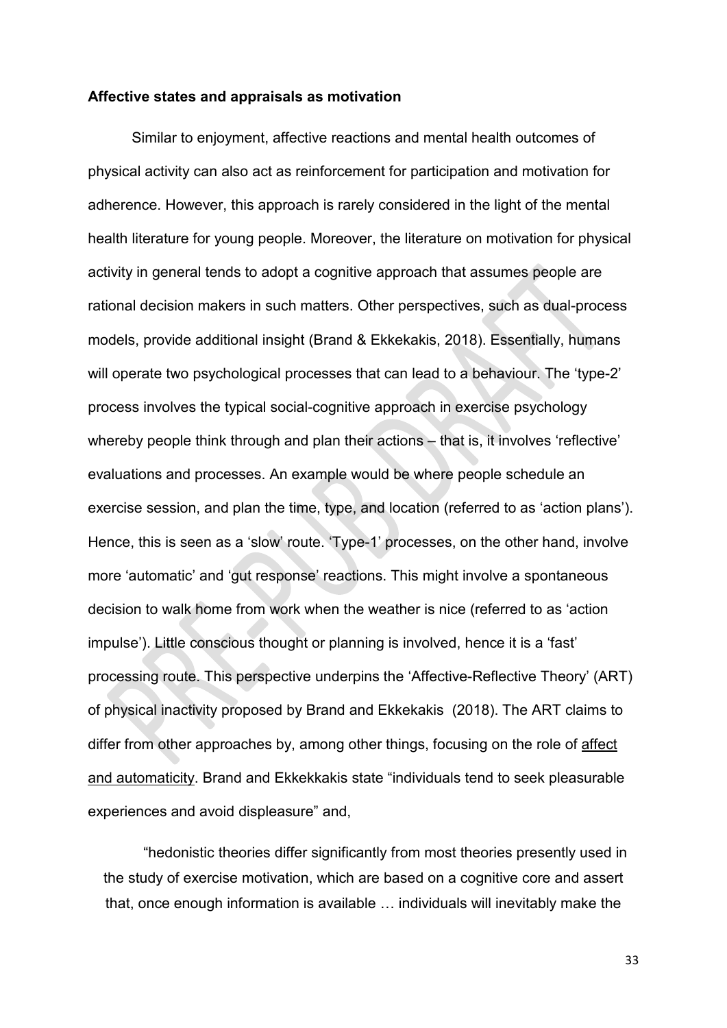**Affective states and appraisals as motivation**

Similar to enjoyment, affective reactions and mental health outcomes of physical activity can also act as reinforcement for participation and motivation for adherence. However, this approach is rarely considered in the light of the mental health literature for young people. Moreover, the literature on motivation for physical activity in general tends to adopt a cognitive approach that assumes people are rational decision makers in such matters. Other perspectives, such as dual-process models, provide additional insight (Brand & Ekkekakis, 2018). Essentially, humans will operate two psychological processes that can lead to a behaviour. The 'type-2' process involves the typical social-cognitive approach in exercise psychology whereby people think through and plan their actions – that is, it involves 'reflective' evaluations and processes. An example would be where people schedule an exercise session, and plan the time, type, and location (referred to as 'action plans'). Hence, this is seen as a 'slow' route. 'Type-1' processes, on the other hand, involve more 'automatic' and 'gut response' reactions. This might involve a spontaneous decision to walk home from work when the weather is nice (referred to as 'action impulse'). Little conscious thought or planning is involved, hence it is a 'fast' processing route. This perspective underpins the 'Affective-Reflective Theory' (ART) of physical inactivity proposed by Brand and Ekkekakis (2018). The ART claims to differ from other approaches by, among other things, focusing on the role of affect and automaticity. Brand and Ekkekkakis state "individuals tend to seek pleasurable experiences and avoid displeasure" and,

> "hedonistic theories differ significantly from most theories presently used in the study of exercise motivation, which are based on a cognitive core and assert that, once enough information is available … individuals will inevitably make the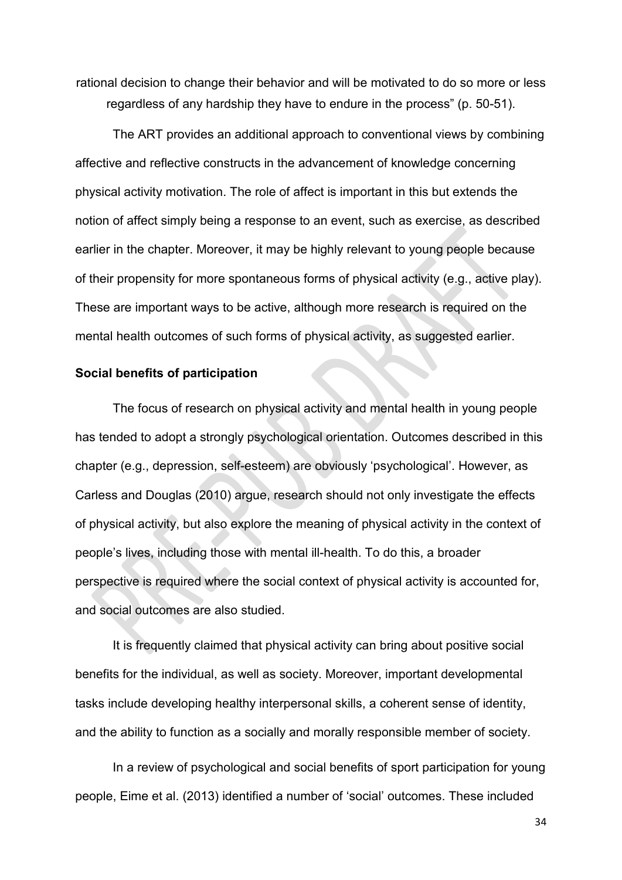rational decision to change their behavior and will be motivated to do so more or less regardless of any hardship they have to endure in the process" (p. 50-51).

The ART provides an additional approach to conventional views by combining affective and reflective constructs in the advancement of knowledge concerning physical activity motivation. The role of affect is important in this but extends the notion of affect simply being a response to an event, such as exercise, as described earlier in the chapter. Moreover, it may be highly relevant to young people because of their propensity for more spontaneous forms of physical activity (e.g., active play). These are important ways to be active, although more research is required on the mental health outcomes of such forms of physical activity, as suggested earlier.

**Social benefits of participation**

The focus of research on physical activity and mental health in young people has tended to adopt a strongly psychological orientation. Outcomes described in this chapter (e.g., depression, self-esteem) are obviously 'psychological'. However, as Carless and Douglas (2010) argue, research should not only investigate the effects of physical activity, but also explore the meaning of physical activity in the context of people's lives, including those with mental ill-health. To do this, a broader perspective is required where the social context of physical activity is accounted for, and social outcomes are also studied.

It is frequently claimed that physical activity can bring about positive social benefits for the individual, as well as society. Moreover, important developmental tasks include developing healthy interpersonal skills, a coherent sense of identity, and the ability to function as a socially and morally responsible member of society.

In a review of psychological and social benefits of sport participation for young people, Eime et al. (2013) identified a number of 'social' outcomes. These included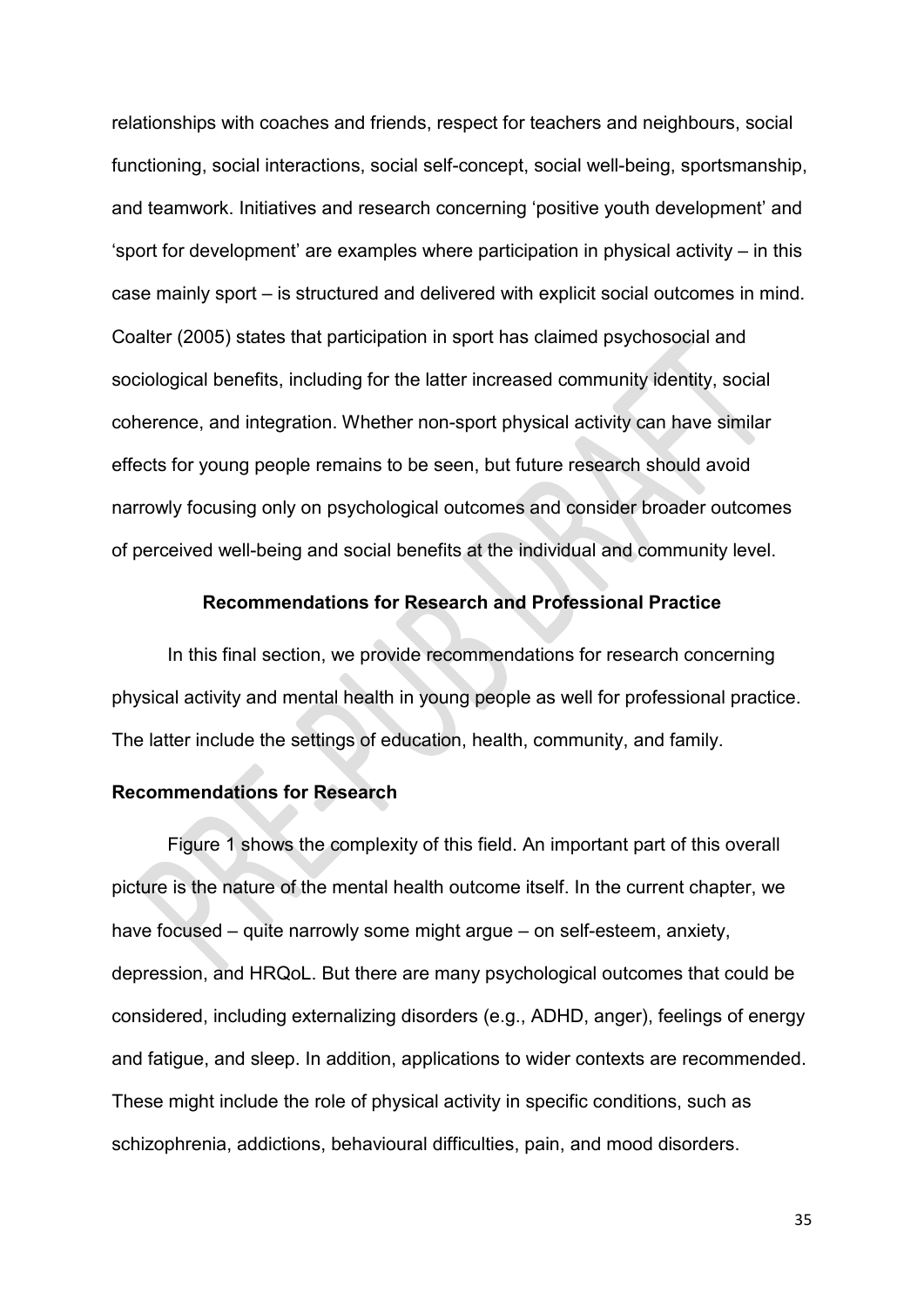relationships with coaches and friends, respect for teachers and neighbours, social functioning, social interactions, social self-concept, social well-being, sportsmanship, and teamwork. Initiatives and research concerning 'positive youth development' and 'sport for development' are examples where participation in physical activity – in this case mainly sport – is structured and delivered with explicit social outcomes in mind. Coalter (2005) states that participation in sport has claimed psychosocial and sociological benefits, including for the latter increased community identity, social coherence, and integration. Whether non-sport physical activity can have similar effects for young people remains to be seen, but future research should avoid narrowly focusing only on psychological outcomes and consider broader outcomes of perceived well-being and social benefits at the individual and community level.

## Recommendations for Research and Professional Practice

In this final section, we provide recommendations for research concerning physical activity and mental health in young people as well for professional practice. The latter include the settings of education, health, community, and family.

### Recommendations for Research

Figure 1 shows the complexity of this field. An important part of this overall picture is the nature of the mental health outcome itself. In the current chapter, we have focused – quite narrowly some might argue – on self-esteem, anxiety, depression, and HRQoL. But there are many psychological outcomes that could be considered, including externalizing disorders (e.g., ADHD, anger), feelings of energy and fatigue, and sleep. In addition, applications to wider contexts are recommended. These might include the role of physical activity in specific conditions, such as schizophrenia, addictions, behavioural difficulties, pain, and mood disorders.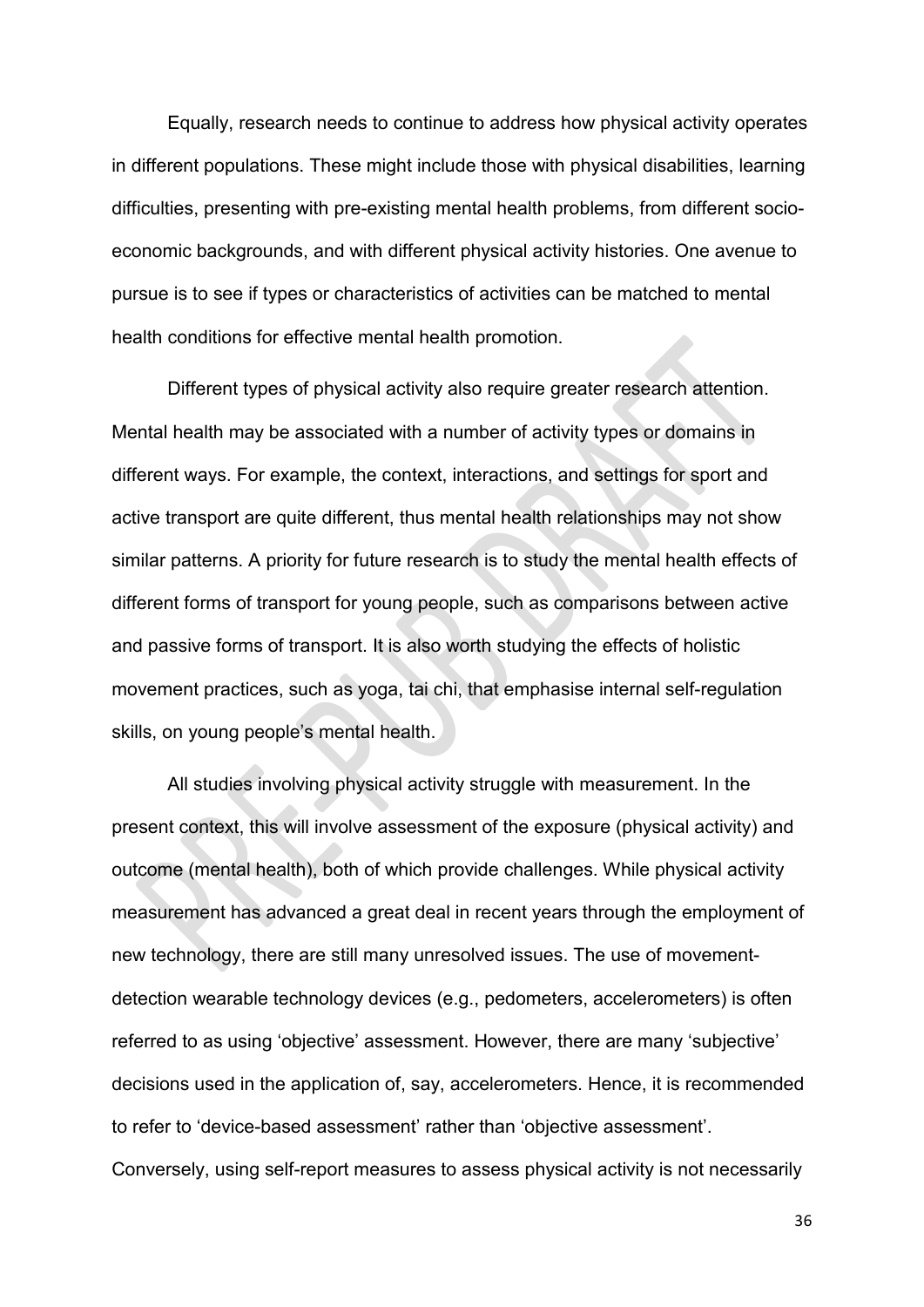Equally, research needs to continue to address how physical activity operates in different populations. These might include those with physical disabilities, learning difficulties, presenting with pre-existing mental health problems, from different socio-economic backgrounds, and with different physical activity histories. One avenue to pursue is to see if types or characteristics of activities can be matched to mental health conditions for effective mental health promotion.

Different types of physical activity also require greater research attention. Mental health may be associated with a number of activity types or domains in different ways. For example, the context, interactions, and settings for sport and active transport are quite different, thus mental health relationships may not show similar patterns. A priority for future research is to study the mental health effects of different forms of transport for young people, such as comparisons between active and passive forms of transport. It is also worth studying the effects of holistic movement practices, such as yoga, tai chi, that emphasise internal self-regulation skills, on young people's mental health.

All studies involving physical activity struggle with measurement. In the present context, this will involve assessment of the exposure (physical activity) and outcome (mental health), both of which provide challenges. While physical activity measurement has advanced a great deal in recent years through the employment of new technology, there are still many unresolved issues. The use of movement-detection wearable technology devices (e.g., pedometers, accelerometers) is often referred to as using 'objective' assessment. However, there are many 'subjective' decisions used in the application of, say, accelerometers. Hence, it is recommended to refer to 'device-based assessment' rather than 'objective assessment'. Conversely, using self-report measures to assess physical activity is not necessarily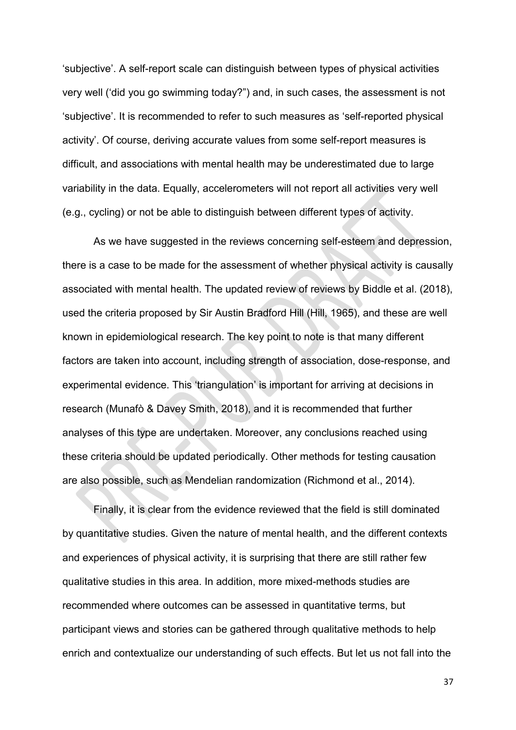‘subjective’. A self-report scale can distinguish between types of physical activities very well (‘did you go swimming today?”) and, in such cases, the assessment is not ‘subjective’. It is recommended to refer to such measures as ‘self-reported physical activity’. Of course, deriving accurate values from some self-report measures is difficult, and associations with mental health may be underestimated due to large variability in the data. Equally, accelerometers will not report all activities very well (e.g., cycling) or not be able to distinguish between different types of activity.

As we have suggested in the reviews concerning self-esteem and depression, there is a case to be made for the assessment of whether physical activity is causally associated with mental health. The updated review of reviews by Biddle et al. (2018), used the criteria proposed by Sir Austin Bradford Hill (Hill, 1965), and these are well known in epidemiological research. The key point to note is that many different factors are taken into account, including strength of association, dose-response, and experimental evidence. This ‘triangulation’ is important for arriving at decisions in research (Munafò & Davey Smith, 2018), and it is recommended that further analyses of this type are undertaken. Moreover, any conclusions reached using these criteria should be updated periodically. Other methods for testing causation are also possible, such as Mendelian randomization (Richmond et al., 2014).

Finally, it is clear from the evidence reviewed that the field is still dominated by quantitative studies. Given the nature of mental health, and the different contexts and experiences of physical activity, it is surprising that there are still rather few qualitative studies in this area. In addition, more mixed-methods studies are recommended where outcomes can be assessed in quantitative terms, but participant views and stories can be gathered through qualitative methods to help enrich and contextualize our understanding of such effects. But let us not fall into the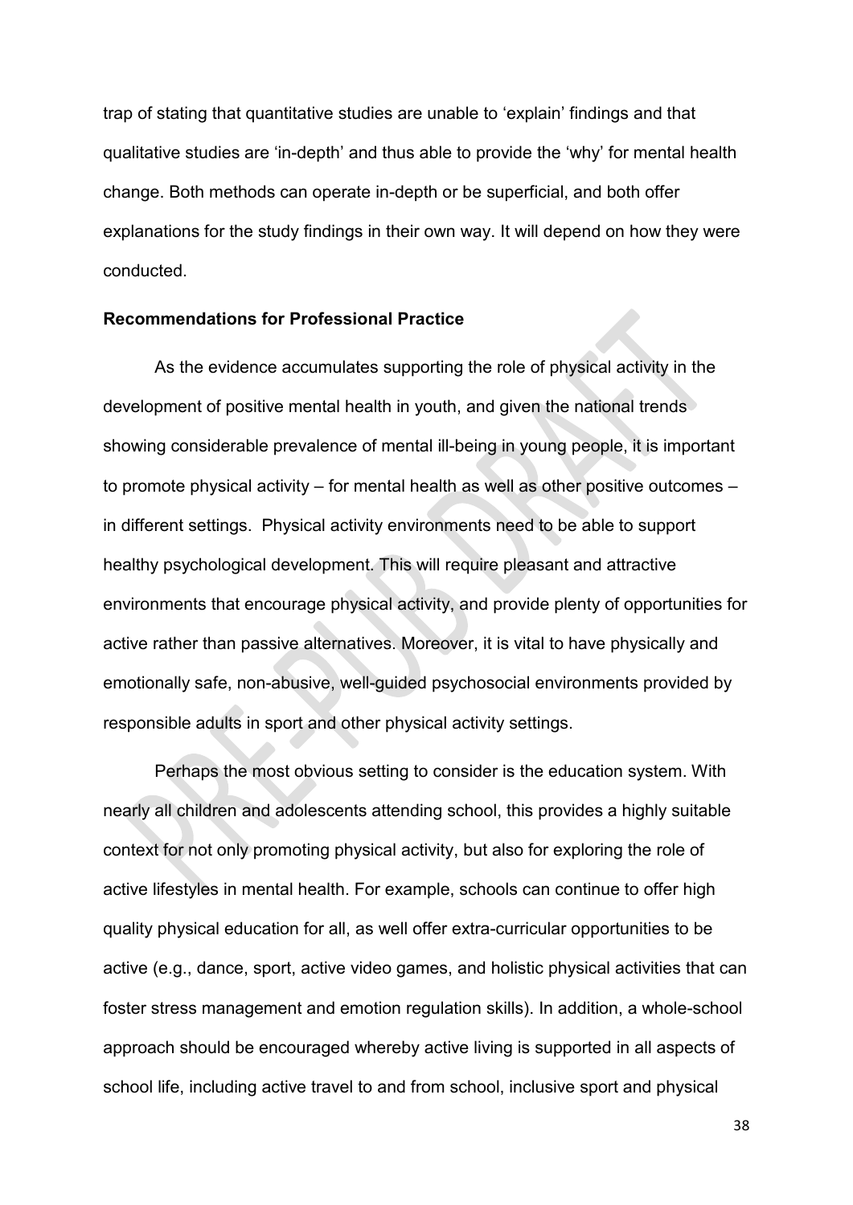trap of stating that quantitative studies are unable to 'explain' findings and that qualitative studies are 'in-depth' and thus able to provide the 'why' for mental health change. Both methods can operate in-depth or be superficial, and both offer explanations for the study findings in their own way. It will depend on how they were conducted.

**Recommendations for Professional Practice**

As the evidence accumulates supporting the role of physical activity in the development of positive mental health in youth, and given the national trends showing considerable prevalence of mental ill-being in young people, it is important to promote physical activity – for mental health as well as other positive outcomes – in different settings. Physical activity environments need to be able to support healthy psychological development. This will require pleasant and attractive environments that encourage physical activity, and provide plenty of opportunities for active rather than passive alternatives. Moreover, it is vital to have physically and emotionally safe, non-abusive, well-guided psychosocial environments provided by responsible adults in sport and other physical activity settings.

Perhaps the most obvious setting to consider is the education system. With nearly all children and adolescents attending school, this provides a highly suitable context for not only promoting physical activity, but also for exploring the role of active lifestyles in mental health. For example, schools can continue to offer high quality physical education for all, as well offer extra-curricular opportunities to be active (e.g., dance, sport, active video games, and holistic physical activities that can foster stress management and emotion regulation skills). In addition, a whole-school approach should be encouraged whereby active living is supported in all aspects of school life, including active travel to and from school, inclusive sport and physical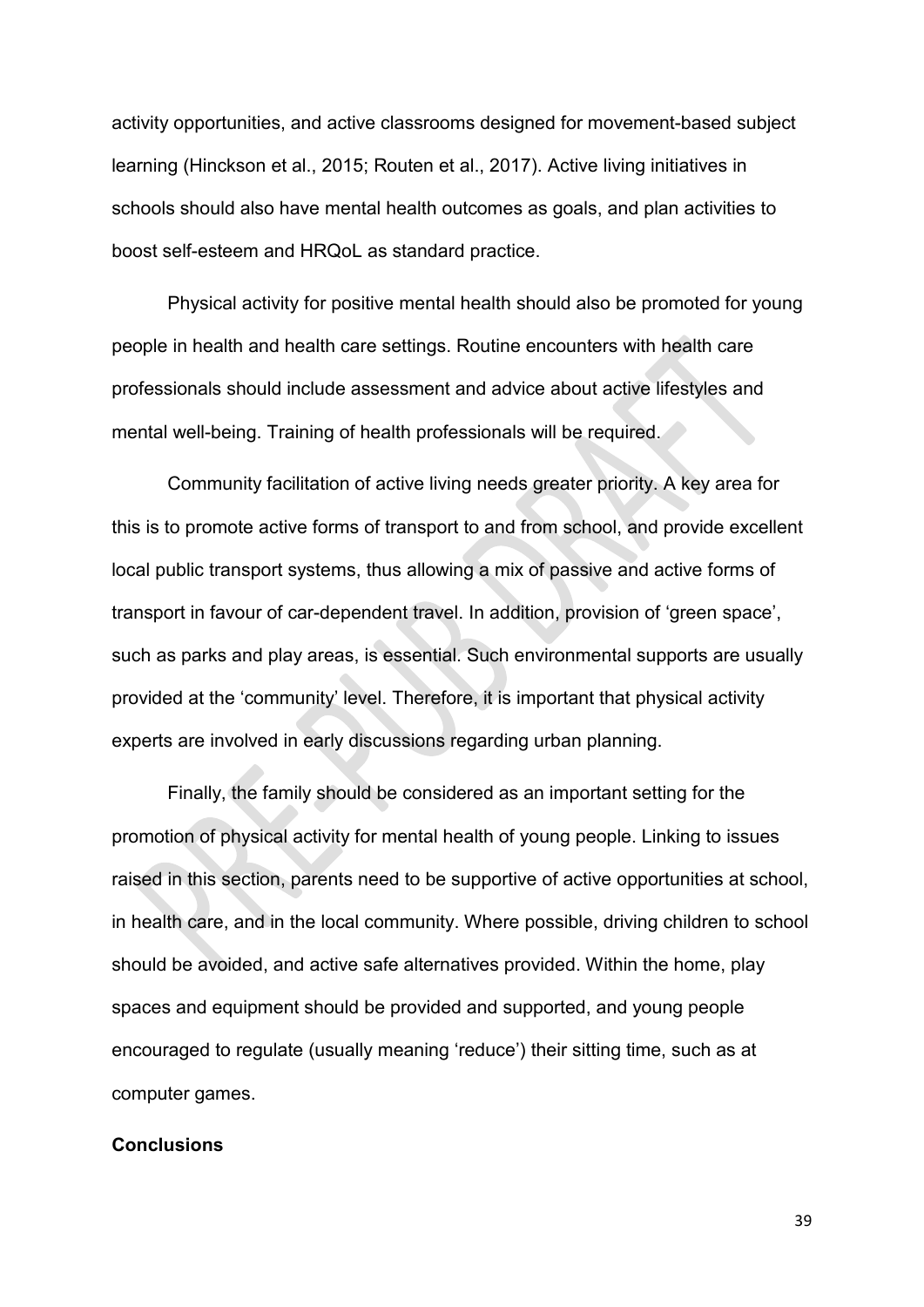activity opportunities, and active classrooms designed for movement-based subject learning (Hinckson et al., 2015; Routen et al., 2017). Active living initiatives in schools should also have mental health outcomes as goals, and plan activities to boost self-esteem and HRQoL as standard practice.

Physical activity for positive mental health should also be promoted for young people in health and health care settings. Routine encounters with health care professionals should include assessment and advice about active lifestyles and mental well-being. Training of health professionals will be required.

Community facilitation of active living needs greater priority. A key area for this is to promote active forms of transport to and from school, and provide excellent local public transport systems, thus allowing a mix of passive and active forms of transport in favour of car-dependent travel. In addition, provision of 'green space', such as parks and play areas, is essential. Such environmental supports are usually provided at the 'community' level. Therefore, it is important that physical activity experts are involved in early discussions regarding urban planning.

Finally, the family should be considered as an important setting for the promotion of physical activity for mental health of young people. Linking to issues raised in this section, parents need to be supportive of active opportunities at school, in health care, and in the local community. Where possible, driving children to school should be avoided, and active safe alternatives provided. Within the home, play spaces and equipment should be provided and supported, and young people encouraged to regulate (usually meaning 'reduce') their sitting time, such as at computer games.

## Conclusions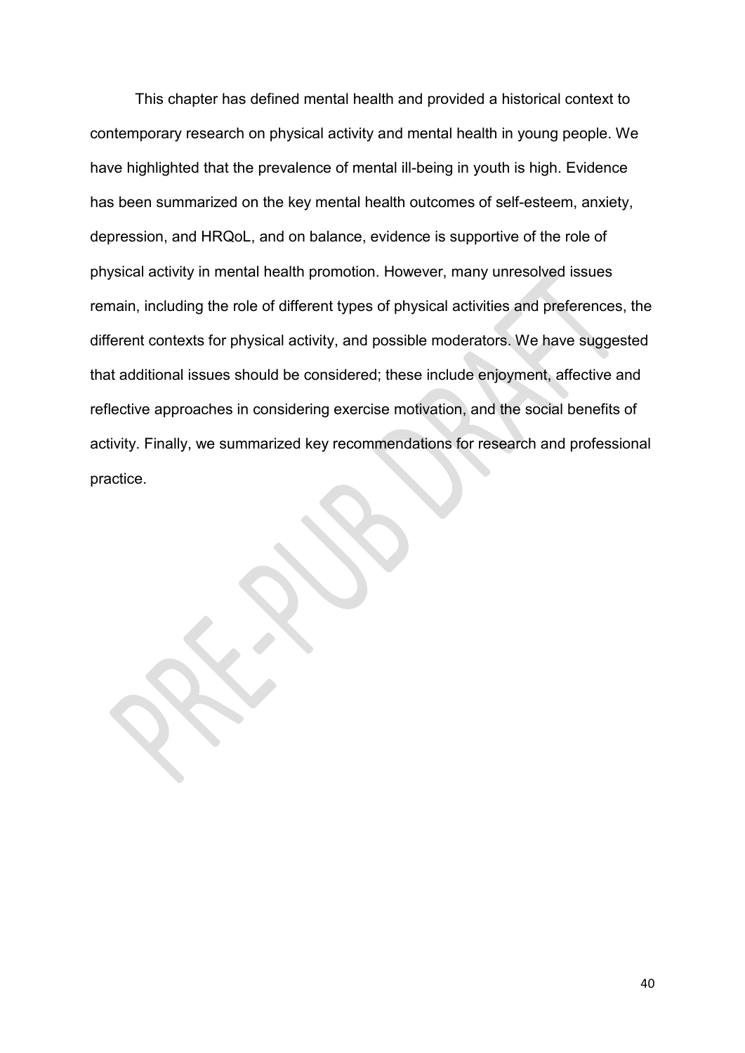This chapter has defined mental health and provided a historical context to contemporary research on physical activity and mental health in young people. We have highlighted that the prevalence of mental ill-being in youth is high. Evidence has been summarized on the key mental health outcomes of self-esteem, anxiety, depression, and HRQoL, and on balance, evidence is supportive of the role of physical activity in mental health promotion. However, many unresolved issues remain, including the role of different types of physical activities and preferences, the different contexts for physical activity, and possible moderators. We have suggested that additional issues should be considered; these include enjoyment, affective and reflective approaches in considering exercise motivation, and the social benefits of activity. Finally, we summarized key recommendations for research and professional practice.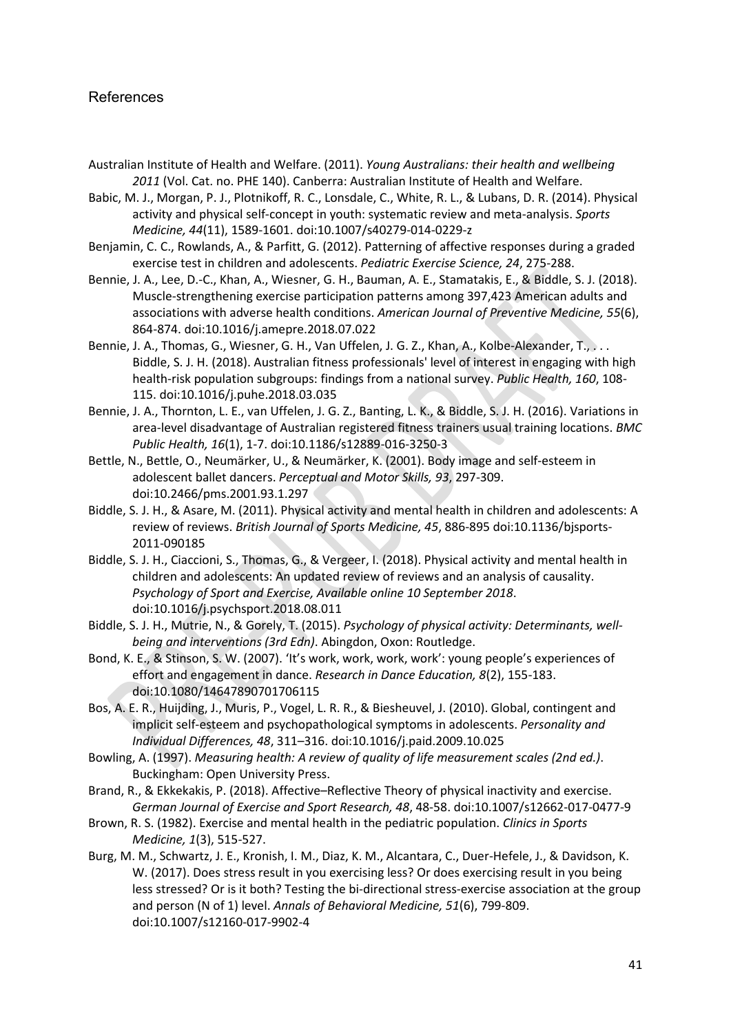## References

Australian Institute of Health and Welfare. (2011). *Young Australians: their health and wellbeing 2011* (Vol. Cat. no. PHE 140). Canberra: Australian Institute of Health and Welfare.

Babic, M. J., Morgan, P. J., Plotnikoff, R. C., Lonsdale, C., White, R. L., & Lubans, D. R. (2014). Physical activity and physical self-concept in youth: systematic review and meta-analysis. *Sports Medicine, 44*(11), 1589-1601. doi:10.1007/s40279-014-0229-z

Benjamin, C. C., Rowlands, A., & Parfitt, G. (2012). Patterning of affective responses during a graded exercise test in children and adolescents. *Pediatric Exercise Science, 24*, 275-288.

Bennie, J. A., Lee, D.-C., Khan, A., Wiesner, G. H., Bauman, A. E., Stamatakis, E., & Biddle, S. J. (2018). Muscle-strengthening exercise participation patterns among 397,423 American adults and associations with adverse health conditions. *American Journal of Preventive Medicine, 55*(6), 864-874. doi:10.1016/j.amepre.2018.07.022

Bennie, J. A., Thomas, G., Wiesner, G. H., Van Uffelen, J. G. Z., Khan, A., Kolbe-Alexander, T., . . . Biddle, S. J. H. (2018). Australian fitness professionals' level of interest in engaging with high health-risk population subgroups: findings from a national survey. *Public Health, 160*, 108-115. doi:10.1016/j.puhe.2018.03.035

Bennie, J. A., Thornton, L. E., van Uffelen, J. G. Z., Banting, L. K., & Biddle, S. J. H. (2016). Variations in area-level disadvantage of Australian registered fitness trainers usual training locations. *BMC Public Health, 16*(1), 1-7. doi:10.1186/s12889-016-3250-3

Bettle, N., Bettle, O., Neumärker, U., & Neumärker, K. (2001). Body image and self-esteem in adolescent ballet dancers. *Perceptual and Motor Skills, 93*, 297-309. doi:10.2466/pms.2001.93.1.297

Biddle, S. J. H., & Asare, M. (2011). Physical activity and mental health in children and adolescents: A review of reviews. *British Journal of Sports Medicine, 45*, 886-895 doi:10.1136/bjsports-2011-090185

Biddle, S. J. H., Ciaccioni, S., Thomas, G., & Vergeer, I. (2018). Physical activity and mental health in children and adolescents: An updated review of reviews and an analysis of causality. *Psychology of Sport and Exercise, Available online 10 September 2018*. doi:10.1016/j.psychsport.2018.08.011

Biddle, S. J. H., Mutrie, N., & Gorely, T. (2015). *Psychology of physical activity: Determinants, well-being and interventions (3rd Edn)*. Abingdon, Oxon: Routledge.

Bond, K. E., & Stinson, S. W. (2007). 'It's work, work, work, work': young people's experiences of effort and engagement in dance. *Research in Dance Education, 8*(2), 155-183. doi:10.1080/14647890701706115

Bos, A. E. R., Huijding, J., Muris, P., Vogel, L. R. R., & Biesheuvel, J. (2010). Global, contingent and implicit self-esteem and psychopathological symptoms in adolescents. *Personality and Individual Differences, 48*, 311–316. doi:10.1016/j.paid.2009.10.025

Bowling, A. (1997). *Measuring health: A review of quality of life measurement scales (2nd ed.)*. Buckingham: Open University Press.

Brand, R., & Ekkekakis, P. (2018). Affective–Reflective Theory of physical inactivity and exercise. *German Journal of Exercise and Sport Research, 48*, 48-58. doi:10.1007/s12662-017-0477-9

Brown, R. S. (1982). Exercise and mental health in the pediatric population. *Clinics in Sports Medicine, 1*(3), 515-527.

Burg, M. M., Schwartz, J. E., Kronish, I. M., Diaz, K. M., Alcantara, C., Duer-Hefele, J., & Davidson, K. W. (2017). Does stress result in you exercising less? Or does exercising result in you being less stressed? Or is it both? Testing the bi-directional stress-exercise association at the group and person (N of 1) level. *Annals of Behavioral Medicine, 51*(6), 799-809. doi:10.1007/s12160-017-9902-4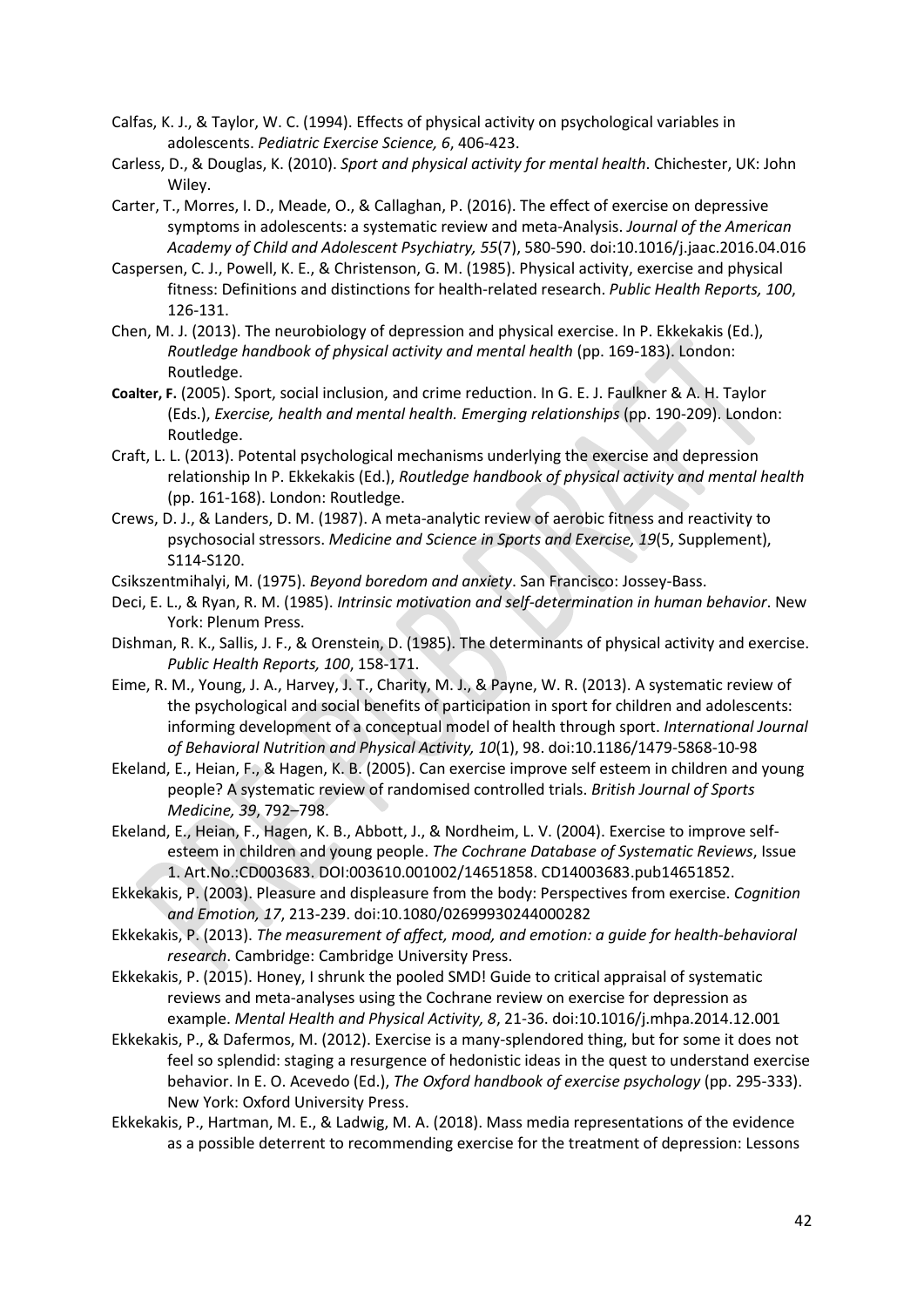Calfas, K. J., & Taylor, W. C. (1994). Effects of physical activity on psychological variables in adolescents. *Pediatric Exercise Science, 6*, 406-423.

Carless, D., & Douglas, K. (2010). *Sport and physical activity for mental health*. Chichester, UK: John Wiley.

Carter, T., Morres, I. D., Meade, O., & Callaghan, P. (2016). The effect of exercise on depressive symptoms in adolescents: a systematic review and meta-Analysis. *Journal of the American Academy of Child and Adolescent Psychiatry, 55*(7), 580-590. doi:10.1016/j.jaac.2016.04.016

Caspersen, C. J., Powell, K. E., & Christenson, G. M. (1985). Physical activity, exercise and physical fitness: Definitions and distinctions for health-related research. *Public Health Reports, 100*, 126-131.

Chen, M. J. (2013). The neurobiology of depression and physical exercise. In P. Ekkekakis (Ed.), *Routledge handbook of physical activity and mental health* (pp. 169-183). London: Routledge.

**Coalter, F.** (2005). Sport, social inclusion, and crime reduction. In G. E. J. Faulkner & A. H. Taylor (Eds.), *Exercise, health and mental health. Emerging relationships* (pp. 190-209). London: Routledge.

Craft, L. L. (2013). Potental psychological mechanisms underlying the exercise and depression relationship In P. Ekkekakis (Ed.), *Routledge handbook of physical activity and mental health* (pp. 161-168). London: Routledge.

Crews, D. J., & Landers, D. M. (1987). A meta-analytic review of aerobic fitness and reactivity to psychosocial stressors. *Medicine and Science in Sports and Exercise, 19*(5, Supplement), S114-S120.

Csikszentmihalyi, M. (1975). *Beyond boredom and anxiety*. San Francisco: Jossey-Bass.

Deci, E. L., & Ryan, R. M. (1985). *Intrinsic motivation and self-determination in human behavior*. New York: Plenum Press.

Dishman, R. K., Sallis, J. F., & Orenstein, D. (1985). The determinants of physical activity and exercise. *Public Health Reports, 100*, 158-171.

Eime, R. M., Young, J. A., Harvey, J. T., Charity, M. J., & Payne, W. R. (2013). A systematic review of the psychological and social benefits of participation in sport for children and adolescents: informing development of a conceptual model of health through sport. *International Journal of Behavioral Nutrition and Physical Activity, 10*(1), 98. doi:10.1186/1479-5868-10-98

Ekeland, E., Heian, F., & Hagen, K. B. (2005). Can exercise improve self esteem in children and young people? A systematic review of randomised controlled trials. *British Journal of Sports Medicine, 39*, 792–798.

Ekeland, E., Heian, F., Hagen, K. B., Abbott, J., & Nordheim, L. V. (2004). Exercise to improve self-esteem in children and young people. *The Cochrane Database of Systematic Reviews*, Issue 1. Art.No.:CD003683. DOI:003610.001002/14651858. CD14003683.pub14651852.

Ekkekakis, P. (2003). Pleasure and displeasure from the body: Perspectives from exercise. *Cognition and Emotion, 17*, 213-239. doi:10.1080/02699930244000282

Ekkekakis, P. (2013). *The measurement of affect, mood, and emotion: a guide for health-behavioral research*. Cambridge: Cambridge University Press.

Ekkekakis, P. (2015). Honey, I shrunk the pooled SMD! Guide to critical appraisal of systematic reviews and meta-analyses using the Cochrane review on exercise for depression as example. *Mental Health and Physical Activity, 8*, 21-36. doi:10.1016/j.mhpa.2014.12.001

Ekkekakis, P., & Dafermos, M. (2012). Exercise is a many-splendored thing, but for some it does not feel so splendid: staging a resurgence of hedonistic ideas in the quest to understand exercise behavior. In E. O. Acevedo (Ed.), *The Oxford handbook of exercise psychology* (pp. 295-333). New York: Oxford University Press.

Ekkekakis, P., Hartman, M. E., & Ladwig, M. A. (2018). Mass media representations of the evidence as a possible deterrent to recommending exercise for the treatment of depression: Lessons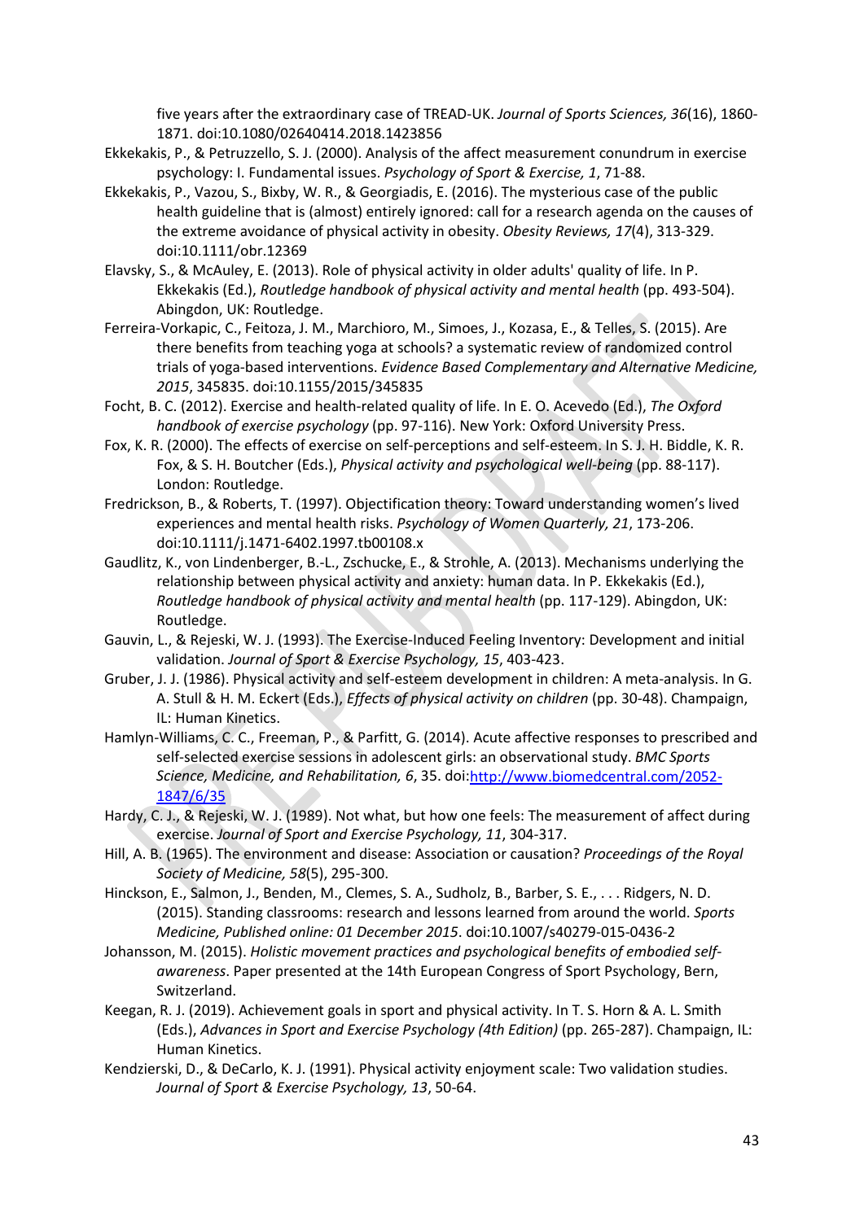five years after the extraordinary case of TREAD-UK. *Journal of Sports Sciences, 36*(16), 1860-1871. doi:10.1080/02640414.2018.1423856

Ekkekakis, P., & Petruzzello, S. J. (2000). Analysis of the affect measurement conundrum in exercise psychology: I. Fundamental issues. *Psychology of Sport & Exercise, 1*, 71-88.

Ekkekakis, P., Vazou, S., Bixby, W. R., & Georgiadis, E. (2016). The mysterious case of the public health guideline that is (almost) entirely ignored: call for a research agenda on the causes of the extreme avoidance of physical activity in obesity. *Obesity Reviews, 17*(4), 313-329. doi:10.1111/obr.12369

Elavsky, S., & McAuley, E. (2013). Role of physical activity in older adults' quality of life. In P. Ekkekakis (Ed.), *Routledge handbook of physical activity and mental health* (pp. 493-504). Abingdon, UK: Routledge.

Ferreira-Vorkapic, C., Feitoza, J. M., Marchioro, M., Simoes, J., Kozasa, E., & Telles, S. (2015). Are there benefits from teaching yoga at schools? a systematic review of randomized control trials of yoga-based interventions. *Evidence Based Complementary and Alternative Medicine, 2015*, 345835. doi:10.1155/2015/345835

Focht, B. C. (2012). Exercise and health-related quality of life. In E. O. Acevedo (Ed.), *The Oxford handbook of exercise psychology* (pp. 97-116). New York: Oxford University Press.

Fox, K. R. (2000). The effects of exercise on self-perceptions and self-esteem. In S. J. H. Biddle, K. R. Fox, & S. H. Boutcher (Eds.), *Physical activity and psychological well-being* (pp. 88-117). London: Routledge.

Fredrickson, B., & Roberts, T. (1997). Objectification theory: Toward understanding women's lived experiences and mental health risks. *Psychology of Women Quarterly, 21*, 173-206. doi:10.1111/j.1471-6402.1997.tb00108.x

Gaudlitz, K., von Lindenberger, B.-L., Zschucke, E., & Strohle, A. (2013). Mechanisms underlying the relationship between physical activity and anxiety: human data. In P. Ekkekakis (Ed.), *Routledge handbook of physical activity and mental health* (pp. 117-129). Abingdon, UK: Routledge.

Gauvin, L., & Rejeski, W. J. (1993). The Exercise-Induced Feeling Inventory: Development and initial validation. *Journal of Sport & Exercise Psychology, 15*, 403-423.

Gruber, J. J. (1986). Physical activity and self-esteem development in children: A meta-analysis. In G. A. Stull & H. M. Eckert (Eds.), *Effects of physical activity on children* (pp. 30-48). Champaign, IL: Human Kinetics.

Hamlyn-Williams, C. C., Freeman, P., & Parfitt, G. (2014). Acute affective responses to prescribed and self-selected exercise sessions in adolescent girls: an observational study. *BMC Sports Science, Medicine, and Rehabilitation, 6*, 35. doi:http://www.biomedcentral.com/2052-1847/6/35

Hardy, C. J., & Rejeski, W. J. (1989). Not what, but how one feels: The measurement of affect during exercise. *Journal of Sport and Exercise Psychology, 11*, 304-317.

Hill, A. B. (1965). The environment and disease: Association or causation? *Proceedings of the Royal Society of Medicine, 58*(5), 295-300.

Hinckson, E., Salmon, J., Benden, M., Clemes, S. A., Sudholz, B., Barber, S. E., . . . Ridgers, N. D. (2015). Standing classrooms: research and lessons learned from around the world. *Sports Medicine, Published online: 01 December 2015*. doi:10.1007/s40279-015-0436-2

Johansson, M. (2015). *Holistic movement practices and psychological benefits of embodied self-awareness*. Paper presented at the 14th European Congress of Sport Psychology, Bern, Switzerland.

Keegan, R. J. (2019). Achievement goals in sport and physical activity. In T. S. Horn & A. L. Smith (Eds.), *Advances in Sport and Exercise Psychology (4th Edition)* (pp. 265-287). Champaign, IL: Human Kinetics.

Kendzierski, D., & DeCarlo, K. J. (1991). Physical activity enjoyment scale: Two validation studies. *Journal of Sport & Exercise Psychology, 13*, 50-64.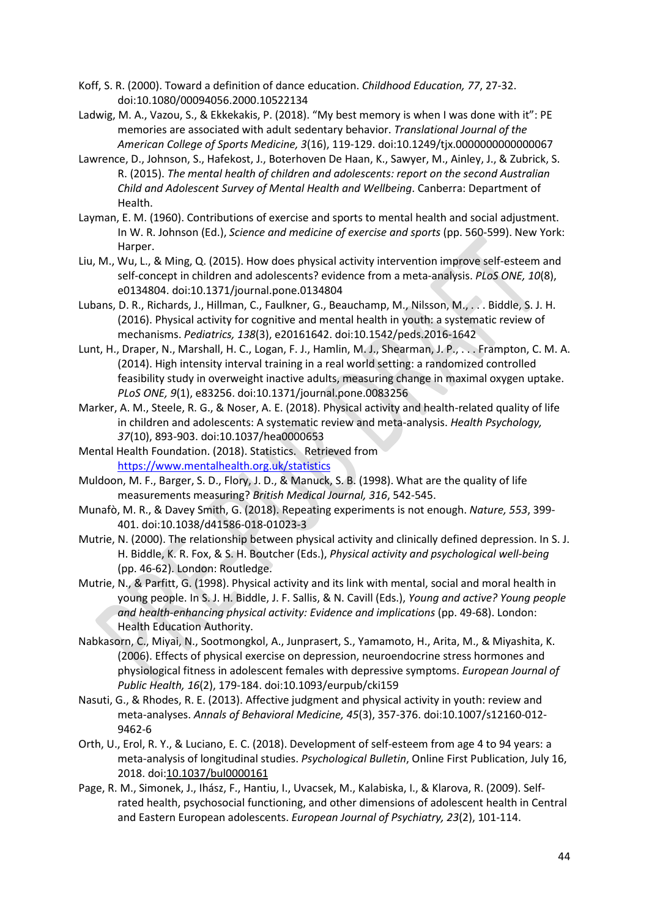Koff, S. R. (2000). Toward a definition of dance education. *Childhood Education, 77*, 27-32. doi:10.1080/00094056.2000.10522134

Ladwig, M. A., Vazou, S., & Ekkekakis, P. (2018). "My best memory is when I was done with it": PE memories are associated with adult sedentary behavior. *Translational Journal of the American College of Sports Medicine, 3*(16), 119-129. doi:10.1249/tjx.0000000000000067

Lawrence, D., Johnson, S., Hafekost, J., Boterhoven De Haan, K., Sawyer, M., Ainley, J., & Zubrick, S. R. (2015). *The mental health of children and adolescents: report on the second Australian Child and Adolescent Survey of Mental Health and Wellbeing*. Canberra: Department of Health.

Layman, E. M. (1960). Contributions of exercise and sports to mental health and social adjustment. In W. R. Johnson (Ed.), *Science and medicine of exercise and sports* (pp. 560-599). New York: Harper.

Liu, M., Wu, L., & Ming, Q. (2015). How does physical activity intervention improve self-esteem and self-concept in children and adolescents? evidence from a meta-analysis. *PLoS ONE, 10*(8), e0134804. doi:10.1371/journal.pone.0134804

Lubans, D. R., Richards, J., Hillman, C., Faulkner, G., Beauchamp, M., Nilsson, M., . . . Biddle, S. J. H. (2016). Physical activity for cognitive and mental health in youth: a systematic review of mechanisms. *Pediatrics, 138*(3), e20161642. doi:10.1542/peds.2016-1642

Lunt, H., Draper, N., Marshall, H. C., Logan, F. J., Hamlin, M. J., Shearman, J. P., . . . Frampton, C. M. A. (2014). High intensity interval training in a real world setting: a randomized controlled feasibility study in overweight inactive adults, measuring change in maximal oxygen uptake. *PLoS ONE, 9*(1), e83256. doi:10.1371/journal.pone.0083256

Marker, A. M., Steele, R. G., & Noser, A. E. (2018). Physical activity and health-related quality of life in children and adolescents: A systematic review and meta-analysis. *Health Psychology, 37*(10), 893-903. doi:10.1037/hea0000653

Mental Health Foundation. (2018). Statistics. Retrieved from https://www.mentalhealth.org.uk/statistics

Muldoon, M. F., Barger, S. D., Flory, J. D., & Manuck, S. B. (1998). What are the quality of life measurements measuring? *British Medical Journal, 316*, 542-545.

Munafò, M. R., & Davey Smith, G. (2018). Repeating experiments is not enough. *Nature, 553*, 399-401. doi:10.1038/d41586-018-01023-3

Mutrie, N. (2000). The relationship between physical activity and clinically defined depression. In S. J. H. Biddle, K. R. Fox, & S. H. Boutcher (Eds.), *Physical activity and psychological well-being* (pp. 46-62). London: Routledge.

Mutrie, N., & Parfitt, G. (1998). Physical activity and its link with mental, social and moral health in young people. In S. J. H. Biddle, J. F. Sallis, & N. Cavill (Eds.), *Young and active? Young people and health-enhancing physical activity: Evidence and implications* (pp. 49-68). London: Health Education Authority.

Nabkasorn, C., Miyai, N., Sootmongkol, A., Junprasert, S., Yamamoto, H., Arita, M., & Miyashita, K. (2006). Effects of physical exercise on depression, neuroendocrine stress hormones and physiological fitness in adolescent females with depressive symptoms. *European Journal of Public Health, 16*(2), 179-184. doi:10.1093/eurpub/cki159

Nasuti, G., & Rhodes, R. E. (2013). Affective judgment and physical activity in youth: review and meta-analyses. *Annals of Behavioral Medicine, 45*(3), 357-376. doi:10.1007/s12160-012-9462-6

Orth, U., Erol, R. Y., & Luciano, E. C. (2018). Development of self-esteem from age 4 to 94 years: a meta-analysis of longitudinal studies. *Psychological Bulletin*, Online First Publication, July 16, 2018. doi:10.1037/bul0000161

Page, R. M., Simonek, J., Ihász, F., Hantiu, I., Uvacsek, M., Kalabiska, I., & Klarova, R. (2009). Self-rated health, psychosocial functioning, and other dimensions of adolescent health in Central and Eastern European adolescents. *European Journal of Psychiatry, 23*(2), 101-114.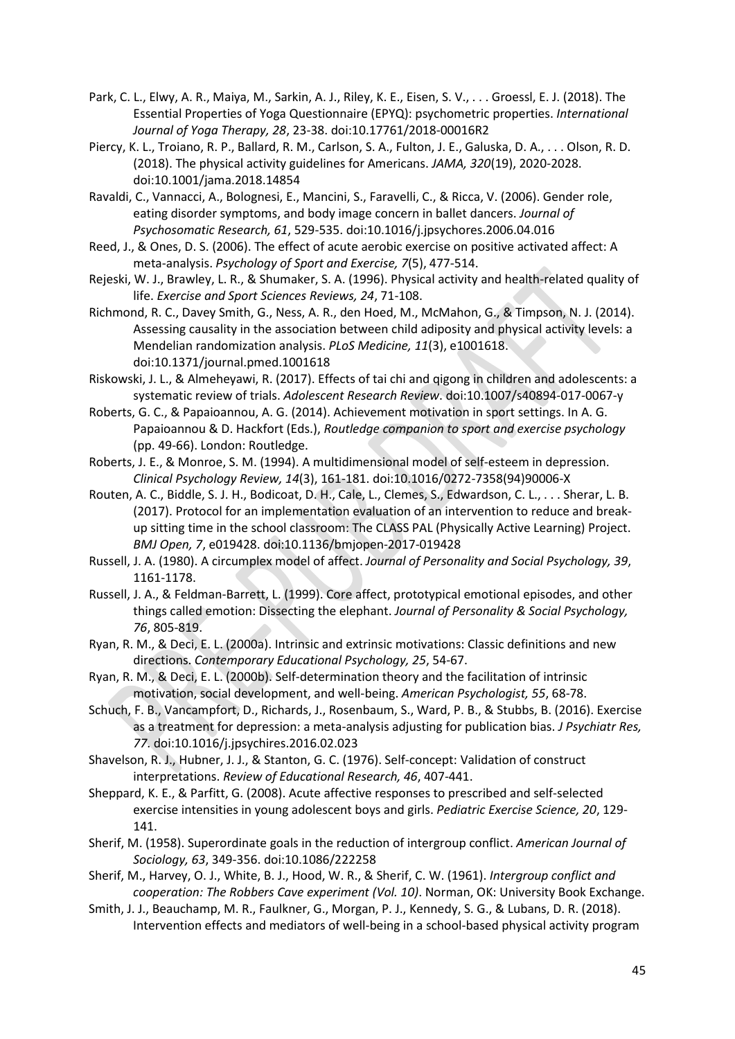Park, C. L., Elwy, A. R., Maiya, M., Sarkin, A. J., Riley, K. E., Eisen, S. V., . . . Groessl, E. J. (2018). The Essential Properties of Yoga Questionnaire (EPYQ): psychometric properties. *International Journal of Yoga Therapy, 28*, 23-38. doi:10.17761/2018-00016R2

Piercy, K. L., Troiano, R. P., Ballard, R. M., Carlson, S. A., Fulton, J. E., Galuska, D. A., . . . Olson, R. D. (2018). The physical activity guidelines for Americans. *JAMA, 320*(19), 2020-2028. doi:10.1001/jama.2018.14854

Ravaldi, C., Vannacci, A., Bolognesi, E., Mancini, S., Faravelli, C., & Ricca, V. (2006). Gender role, eating disorder symptoms, and body image concern in ballet dancers. *Journal of Psychosomatic Research, 61*, 529-535. doi:10.1016/j.jpsychores.2006.04.016

Reed, J., & Ones, D. S. (2006). The effect of acute aerobic exercise on positive activated affect: A meta-analysis. *Psychology of Sport and Exercise, 7*(5), 477-514.

Rejeski, W. J., Brawley, L. R., & Shumaker, S. A. (1996). Physical activity and health-related quality of life. *Exercise and Sport Sciences Reviews, 24*, 71-108.

Richmond, R. C., Davey Smith, G., Ness, A. R., den Hoed, M., McMahon, G., & Timpson, N. J. (2014). Assessing causality in the association between child adiposity and physical activity levels: a Mendelian randomization analysis. *PLoS Medicine, 11*(3), e1001618. doi:10.1371/journal.pmed.1001618

Riskowski, J. L., & Almeheyawi, R. (2017). Effects of tai chi and qigong in children and adolescents: a systematic review of trials. *Adolescent Research Review*. doi:10.1007/s40894-017-0067-y

Roberts, G. C., & Papaioannou, A. G. (2014). Achievement motivation in sport settings. In A. G. Papaioannou & D. Hackfort (Eds.), *Routledge companion to sport and exercise psychology* (pp. 49-66). London: Routledge.

Roberts, J. E., & Monroe, S. M. (1994). A multidimensional model of self-esteem in depression. *Clinical Psychology Review, 14*(3), 161-181. doi:10.1016/0272-7358(94)90006-X

Routen, A. C., Biddle, S. J. H., Bodicoat, D. H., Cale, L., Clemes, S., Edwardson, C. L., . . . Sherar, L. B. (2017). Protocol for an implementation evaluation of an intervention to reduce and break-up sitting time in the school classroom: The CLASS PAL (Physically Active Learning) Project. *BMJ Open, 7*, e019428. doi:10.1136/bmjopen-2017-019428

Russell, J. A. (1980). A circumplex model of affect. *Journal of Personality and Social Psychology, 39*, 1161-1178.

Russell, J. A., & Feldman-Barrett, L. (1999). Core affect, prototypical emotional episodes, and other things called emotion: Dissecting the elephant. *Journal of Personality & Social Psychology, 76*, 805-819.

Ryan, R. M., & Deci, E. L. (2000a). Intrinsic and extrinsic motivations: Classic definitions and new directions. *Contemporary Educational Psychology, 25*, 54-67.

Ryan, R. M., & Deci, E. L. (2000b). Self-determination theory and the facilitation of intrinsic motivation, social development, and well-being. *American Psychologist, 55*, 68-78.

Schuch, F. B., Vancampfort, D., Richards, J., Rosenbaum, S., Ward, P. B., & Stubbs, B. (2016). Exercise as a treatment for depression: a meta-analysis adjusting for publication bias. *J Psychiatr Res, 77*. doi:10.1016/j.jpsychires.2016.02.023

Shavelson, R. J., Hubner, J. J., & Stanton, G. C. (1976). Self-concept: Validation of construct interpretations. *Review of Educational Research, 46*, 407-441.

Sheppard, K. E., & Parfitt, G. (2008). Acute affective responses to prescribed and self-selected exercise intensities in young adolescent boys and girls. *Pediatric Exercise Science, 20*, 129-141.

Sherif, M. (1958). Superordinate goals in the reduction of intergroup conflict. *American Journal of Sociology, 63*, 349-356. doi:10.1086/222258

Sherif, M., Harvey, O. J., White, B. J., Hood, W. R., & Sherif, C. W. (1961). *Intergroup conflict and cooperation: The Robbers Cave experiment (Vol. 10)*. Norman, OK: University Book Exchange.

Smith, J. J., Beauchamp, M. R., Faulkner, G., Morgan, P. J., Kennedy, S. G., & Lubans, D. R. (2018). Intervention effects and mediators of well-being in a school-based physical activity program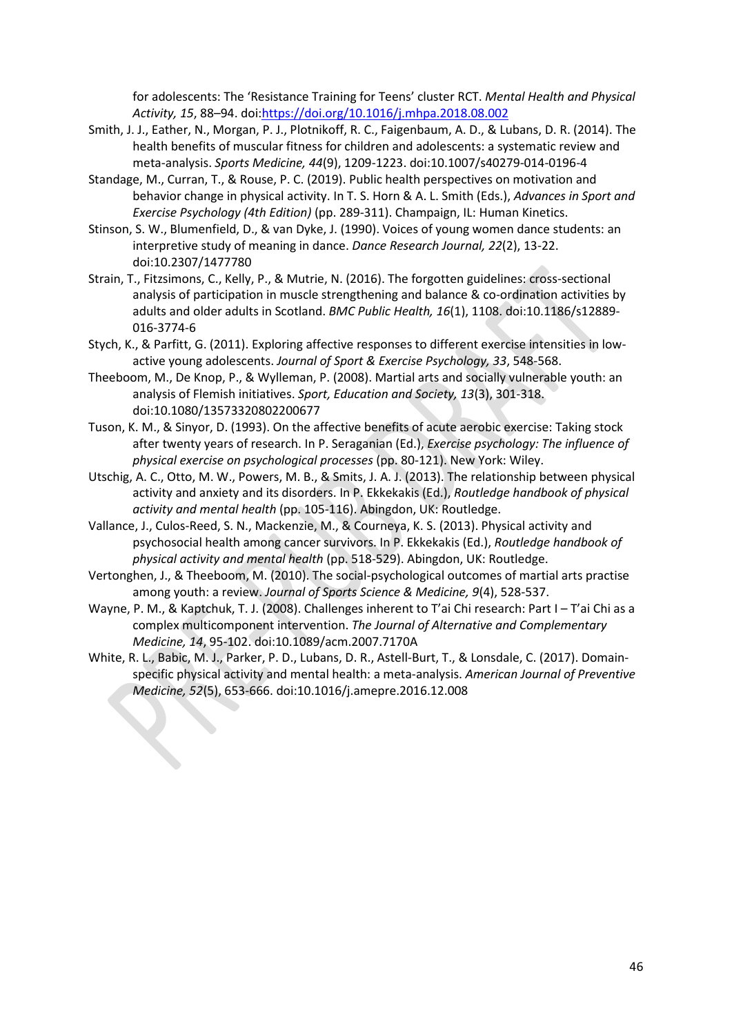for adolescents: The 'Resistance Training for Teens' cluster RCT. *Mental Health and Physical Activity, 15*, 88–94. doi:https://doi.org/10.1016/j.mhpa.2018.08.002

Smith, J. J., Eather, N., Morgan, P. J., Plotnikoff, R. C., Faigenbaum, A. D., & Lubans, D. R. (2014). The health benefits of muscular fitness for children and adolescents: a systematic review and meta-analysis. *Sports Medicine, 44*(9), 1209-1223. doi:10.1007/s40279-014-0196-4

Standage, M., Curran, T., & Rouse, P. C. (2019). Public health perspectives on motivation and behavior change in physical activity. In T. S. Horn & A. L. Smith (Eds.), *Advances in Sport and Exercise Psychology (4th Edition)* (pp. 289-311). Champaign, IL: Human Kinetics.

Stinson, S. W., Blumenfield, D., & van Dyke, J. (1990). Voices of young women dance students: an interpretive study of meaning in dance. *Dance Research Journal, 22*(2), 13-22. doi:10.2307/1477780

Strain, T., Fitzsimons, C., Kelly, P., & Mutrie, N. (2016). The forgotten guidelines: cross-sectional analysis of participation in muscle strengthening and balance & co-ordination activities by adults and older adults in Scotland. *BMC Public Health, 16*(1), 1108. doi:10.1186/s12889-016-3774-6

Stych, K., & Parfitt, G. (2011). Exploring affective responses to different exercise intensities in low-active young adolescents. *Journal of Sport & Exercise Psychology, 33*, 548-568.

Theeboom, M., De Knop, P., & Wylleman, P. (2008). Martial arts and socially vulnerable youth: an analysis of Flemish initiatives. *Sport, Education and Society, 13*(3), 301-318. doi:10.1080/13573320802200677

Tuson, K. M., & Sinyor, D. (1993). On the affective benefits of acute aerobic exercise: Taking stock after twenty years of research. In P. Seraganian (Ed.), *Exercise psychology: The influence of physical exercise on psychological processes* (pp. 80-121). New York: Wiley.

Utschig, A. C., Otto, M. W., Powers, M. B., & Smits, J. A. J. (2013). The relationship between physical activity and anxiety and its disorders. In P. Ekkekakis (Ed.), *Routledge handbook of physical activity and mental health* (pp. 105-116). Abingdon, UK: Routledge.

Vallance, J., Culos-Reed, S. N., Mackenzie, M., & Courneya, K. S. (2013). Physical activity and psychosocial health among cancer survivors. In P. Ekkekakis (Ed.), *Routledge handbook of physical activity and mental health* (pp. 518-529). Abingdon, UK: Routledge.

Vertonghen, J., & Theeboom, M. (2010). The social-psychological outcomes of martial arts practise among youth: a review. *Journal of Sports Science & Medicine, 9*(4), 528-537.

Wayne, P. M., & Kaptchuk, T. J. (2008). Challenges inherent to T'ai Chi research: Part I – T'ai Chi as a complex multicomponent intervention. *The Journal of Alternative and Complementary Medicine, 14*, 95-102. doi:10.1089/acm.2007.7170A

White, R. L., Babic, M. J., Parker, P. D., Lubans, D. R., Astell-Burt, T., & Lonsdale, C. (2017). Domain-specific physical activity and mental health: a meta-analysis. *American Journal of Preventive Medicine, 52*(5), 653-666. doi:10.1016/j.amepre.2016.12.008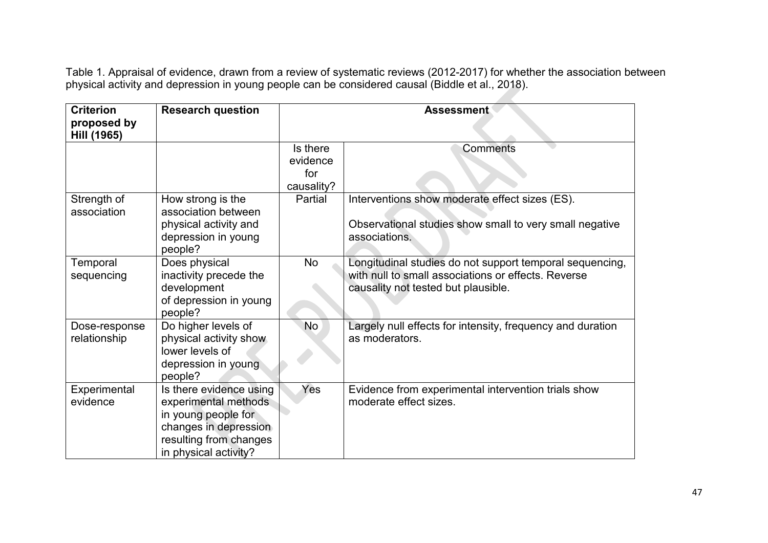Table 1. Appraisal of evidence, drawn from a review of systematic reviews (2012-2017) for whether the association between physical activity and depression in young people can be considered causal (Biddle et al., 2018).

| **Criterion proposed by Hill (1965)** | **Research question** | **Assessment** | |
|---|---|---|---|
| | | Is there evidence for causality? | Comments |
| Strength of association | How strong is the association between physical activity and depression in young people? | Partial | Interventions show moderate effect sizes (ES).<br><br>Observational studies show small to very small negative associations. |
| Temporal sequencing | Does physical inactivity precede the development of depression in young people? | No | Longitudinal studies do not support temporal sequencing, with null to small associations or effects. Reverse causality not tested but plausible. |
| Dose-response relationship | Do higher levels of physical activity show lower levels of depression in young people? | No | Largely null effects for intensity, frequency and duration as moderators. |
| Experimental evidence | Is there evidence using experimental methods in young people for changes in depression resulting from changes in physical activity? | Yes | Evidence from experimental intervention trials show moderate effect sizes. |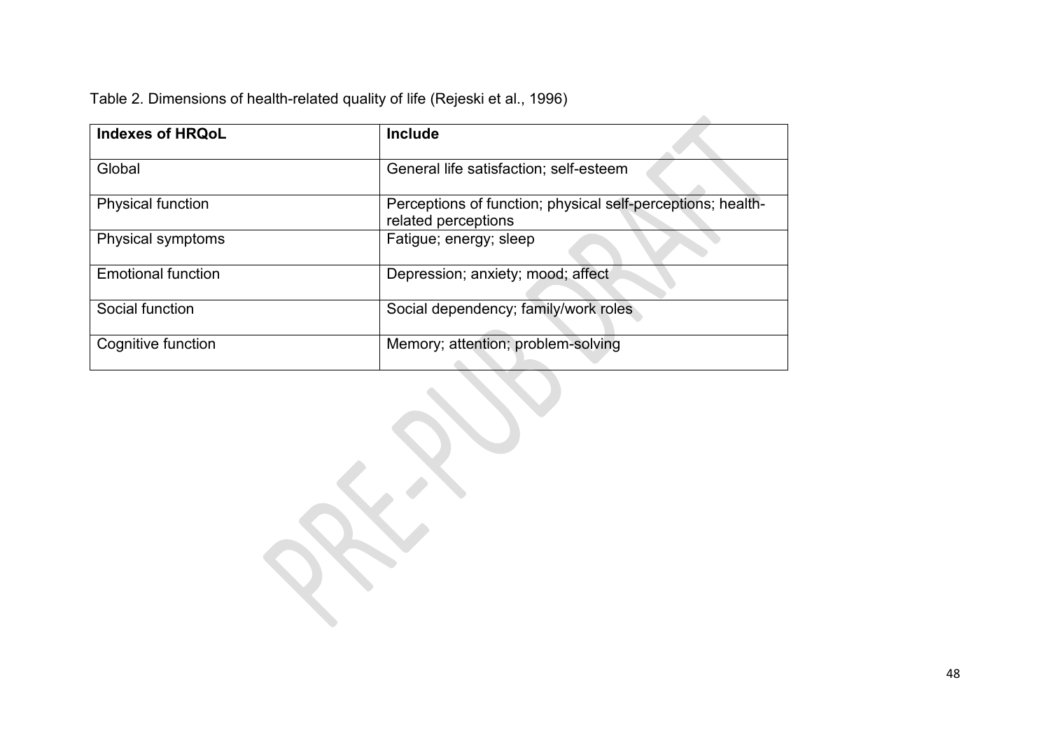Table 2. Dimensions of health-related quality of life (Rejeski et al., 1996)

| **Indexes of HRQoL** | **Include** |
| --- | --- |
| Global | General life satisfaction; self-esteem |
| Physical function | Perceptions of function; physical self-perceptions; health-related perceptions |
| Physical symptoms | Fatigue; energy; sleep |
| Emotional function | Depression; anxiety; mood; affect |
| Social function | Social dependency; family/work roles |
| Cognitive function | Memory; attention; problem-solving |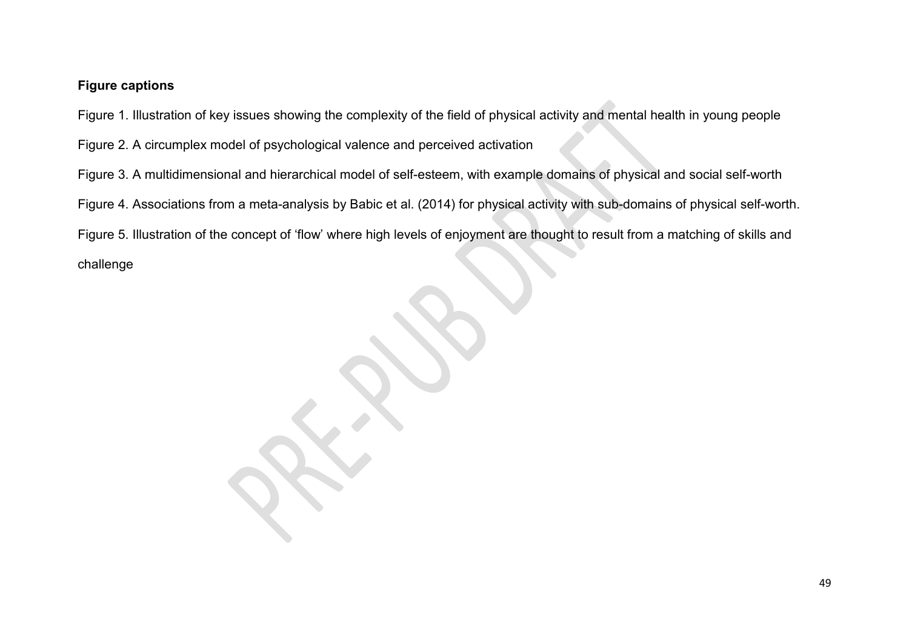**Figure captions**

Figure 1. Illustration of key issues showing the complexity of the field of physical activity and mental health in young people

Figure 2. A circumplex model of psychological valence and perceived activation

Figure 3. A multidimensional and hierarchical model of self-esteem, with example domains of physical and social self-worth

Figure 4. Associations from a meta-analysis by Babic et al. (2014) for physical activity with sub-domains of physical self-worth.

Figure 5. Illustration of the concept of 'flow' where high levels of enjoyment are thought to result from a matching of skills and challenge